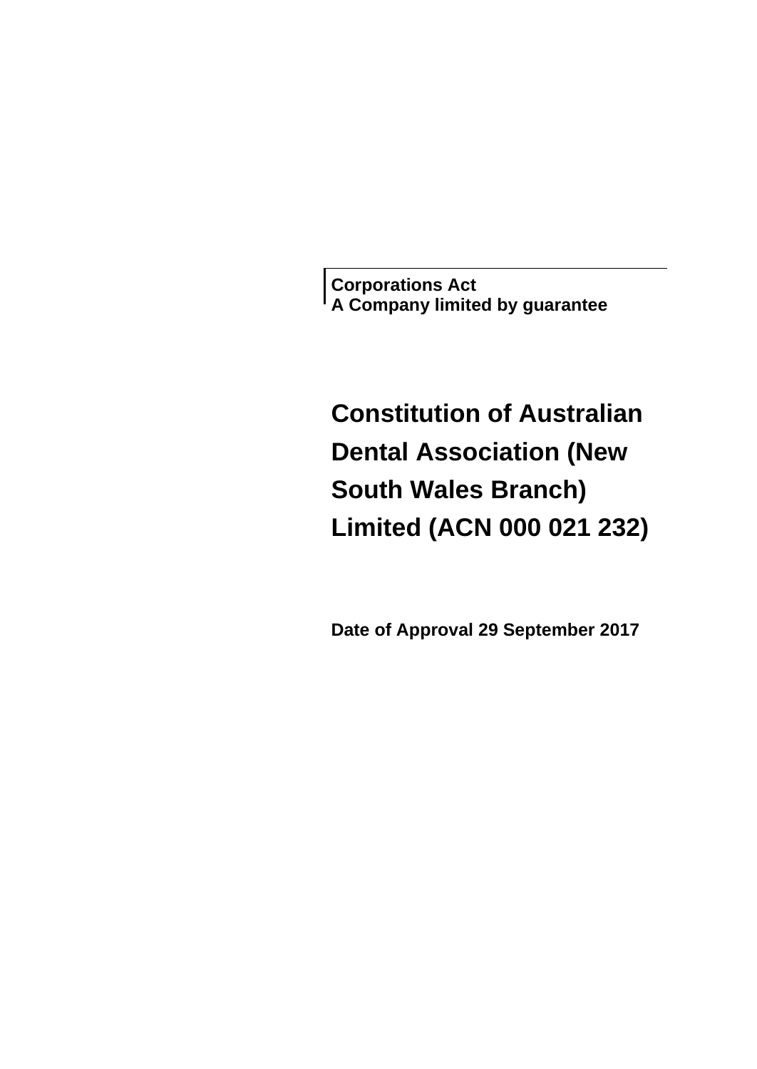**Corporations Act**
**A Company limited by guarantee**

# Constitution of Australian Dental Association (New South Wales Branch) Limited (ACN 000 021 232)

**Date of Approval 29 September 2017**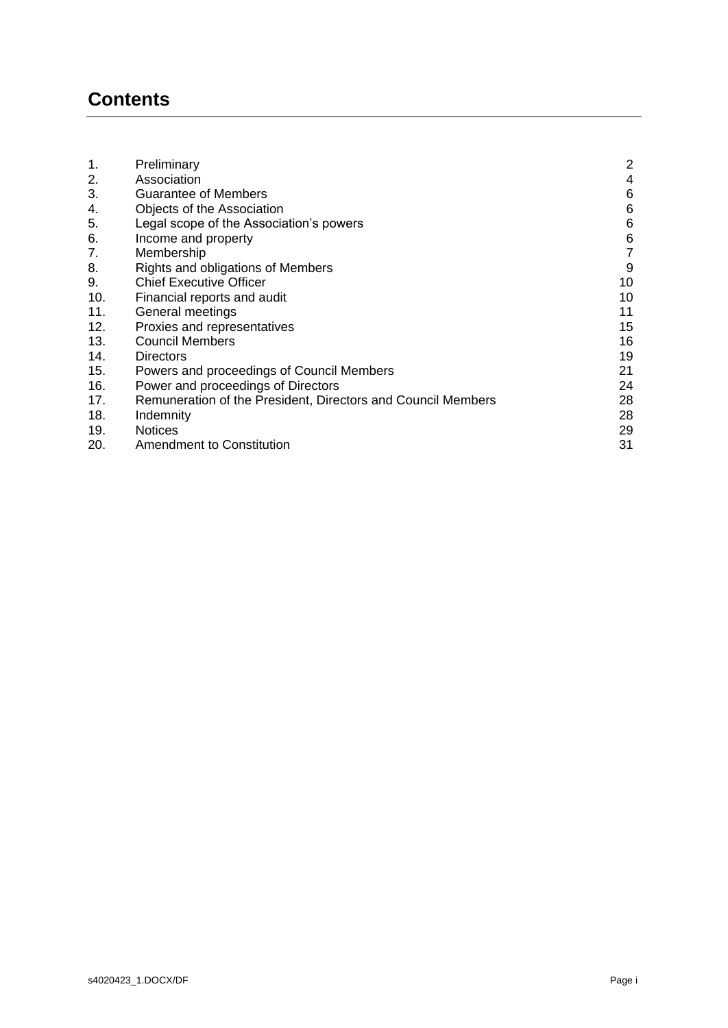# Contents

| | | |
|---|---|---|
| 1. | Preliminary | 2 |
| 2. | Association | 4 |
| 3. | Guarantee of Members | 6 |
| 4. | Objects of the Association | 6 |
| 5. | Legal scope of the Association’s powers | 6 |
| 6. | Income and property | 6 |
| 7. | Membership | 7 |
| 8. | Rights and obligations of Members | 9 |
| 9. | Chief Executive Officer | 10 |
| 10. | Financial reports and audit | 10 |
| 11. | General meetings | 11 |
| 12. | Proxies and representatives | 15 |
| 13. | Council Members | 16 |
| 14. | Directors | 19 |
| 15. | Powers and proceedings of Council Members | 21 |
| 16. | Power and proceedings of Directors | 24 |
| 17. | Remuneration of the President, Directors and Council Members | 28 |
| 18. | Indemnity | 28 |
| 19. | Notices | 29 |
| 20. | Amendment to Constitution | 31 |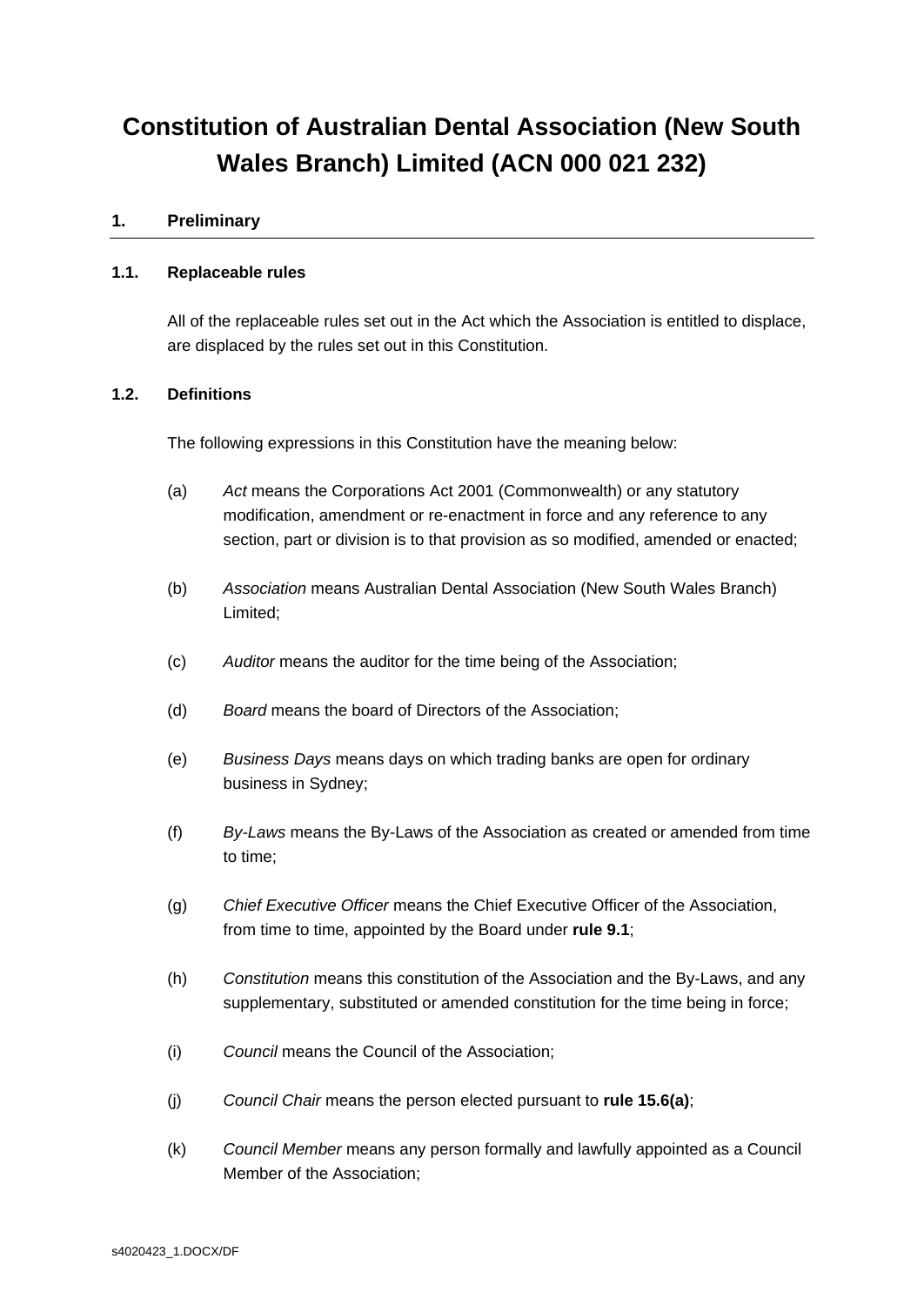# Constitution of Australian Dental Association (New South Wales Branch) Limited (ACN 000 021 232)

## 1. Preliminary

### 1.1. Replaceable rules

All of the replaceable rules set out in the Act which the Association is entitled to displace, are displaced by the rules set out in this Constitution.

### 1.2. Definitions

The following expressions in this Constitution have the meaning below:

(a) *Act* means the Corporations Act 2001 (Commonwealth) or any statutory modification, amendment or re-enactment in force and any reference to any section, part or division is to that provision as so modified, amended or enacted;

(b) *Association* means Australian Dental Association (New South Wales Branch) Limited;

(c) *Auditor* means the auditor for the time being of the Association;

(d) *Board* means the board of Directors of the Association;

(e) *Business Days* means days on which trading banks are open for ordinary business in Sydney;

(f) *By-Laws* means the By-Laws of the Association as created or amended from time to time;

(g) *Chief Executive Officer* means the Chief Executive Officer of the Association, from time to time, appointed by the Board under **rule 9.1**;

(h) *Constitution* means this constitution of the Association and the By-Laws, and any supplementary, substituted or amended constitution for the time being in force;

(i) *Council* means the Council of the Association;

(j) *Council Chair* means the person elected pursuant to **rule 15.6(a)**;

(k) *Council Member* means any person formally and lawfully appointed as a Council Member of the Association;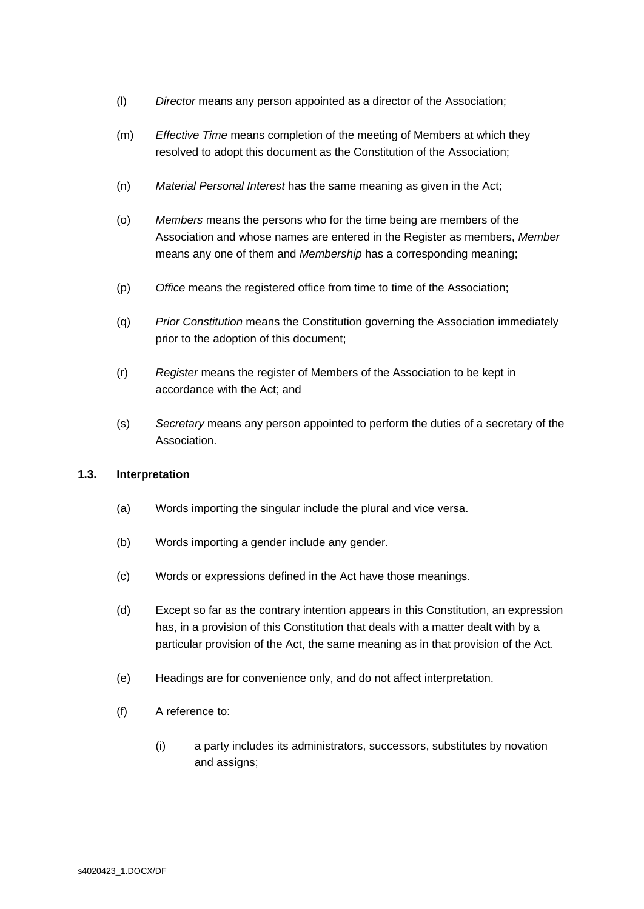(l) *Director* means any person appointed as a director of the Association;

(m) *Effective Time* means completion of the meeting of Members at which they resolved to adopt this document as the Constitution of the Association;

(n) *Material Personal Interest* has the same meaning as given in the Act;

(o) *Members* means the persons who for the time being are members of the Association and whose names are entered in the Register as members, *Member* means any one of them and *Membership* has a corresponding meaning;

(p) *Office* means the registered office from time to time of the Association;

(q) *Prior Constitution* means the Constitution governing the Association immediately prior to the adoption of this document;

(r) *Register* means the register of Members of the Association to be kept in accordance with the Act; and

(s) *Secretary* means any person appointed to perform the duties of a secretary of the Association.

### 1.3. Interpretation

(a) Words importing the singular include the plural and vice versa.

(b) Words importing a gender include any gender.

(c) Words or expressions defined in the Act have those meanings.

(d) Except so far as the contrary intention appears in this Constitution, an expression has, in a provision of this Constitution that deals with a matter dealt with by a particular provision of the Act, the same meaning as in that provision of the Act.

(e) Headings are for convenience only, and do not affect interpretation.

(f) A reference to:

   (i) a party includes its administrators, successors, substitutes by novation and assigns;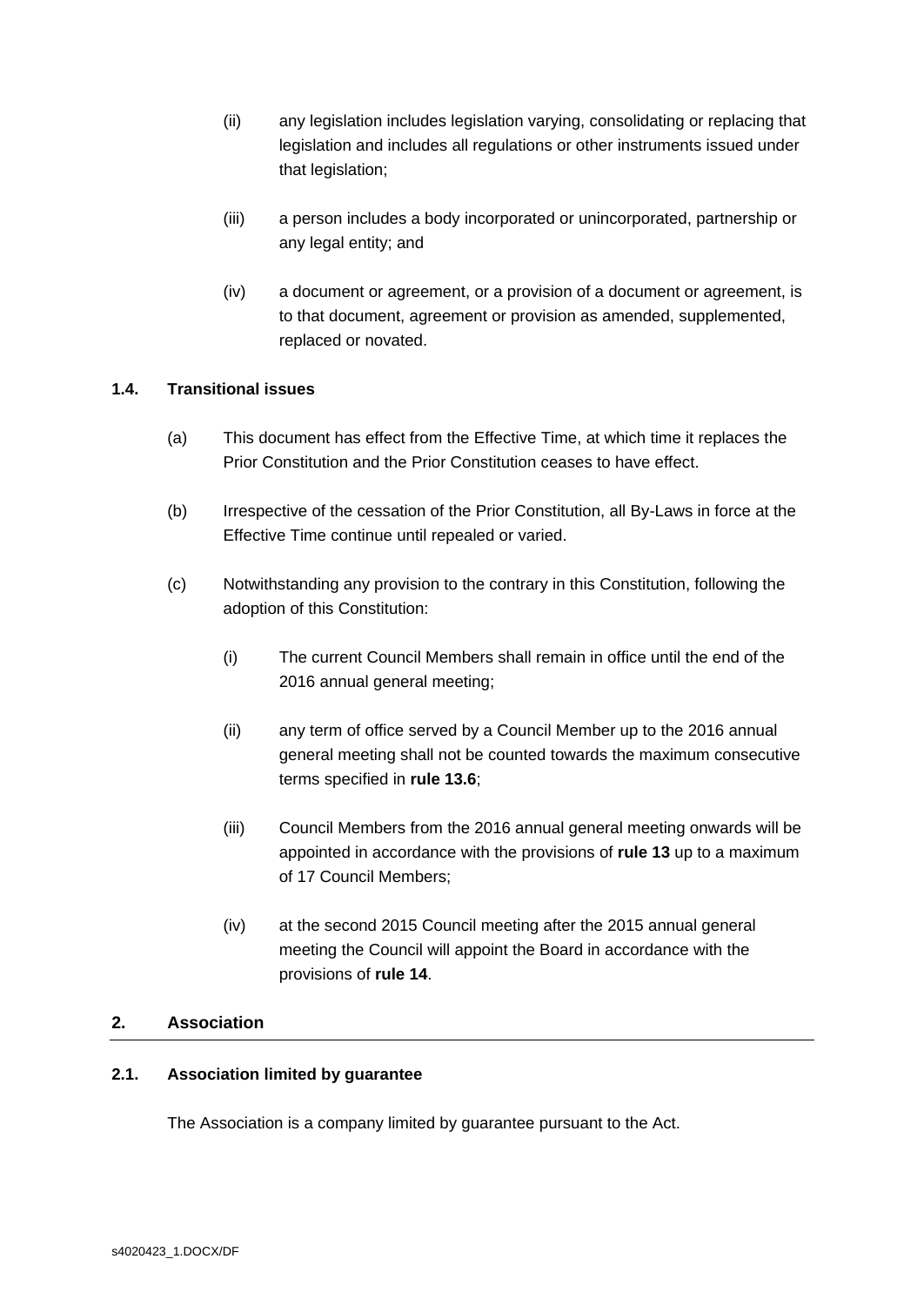(ii) any legislation includes legislation varying, consolidating or replacing that legislation and includes all regulations or other instruments issued under that legislation;

(iii) a person includes a body incorporated or unincorporated, partnership or any legal entity; and

(iv) a document or agreement, or a provision of a document or agreement, is to that document, agreement or provision as amended, supplemented, replaced or novated.

### 1.4. Transitional issues

(a) This document has effect from the Effective Time, at which time it replaces the Prior Constitution and the Prior Constitution ceases to have effect.

(b) Irrespective of the cessation of the Prior Constitution, all By-Laws in force at the Effective Time continue until repealed or varied.

(c) Notwithstanding any provision to the contrary in this Constitution, following the adoption of this Constitution:

(i) The current Council Members shall remain in office until the end of the 2016 annual general meeting;

(ii) any term of office served by a Council Member up to the 2016 annual general meeting shall not be counted towards the maximum consecutive terms specified in **rule 13.6**;

(iii) Council Members from the 2016 annual general meeting onwards will be appointed in accordance with the provisions of **rule 13** up to a maximum of 17 Council Members;

(iv) at the second 2015 Council meeting after the 2015 annual general meeting the Council will appoint the Board in accordance with the provisions of **rule 14**.

## 2. Association

### 2.1. Association limited by guarantee

The Association is a company limited by guarantee pursuant to the Act.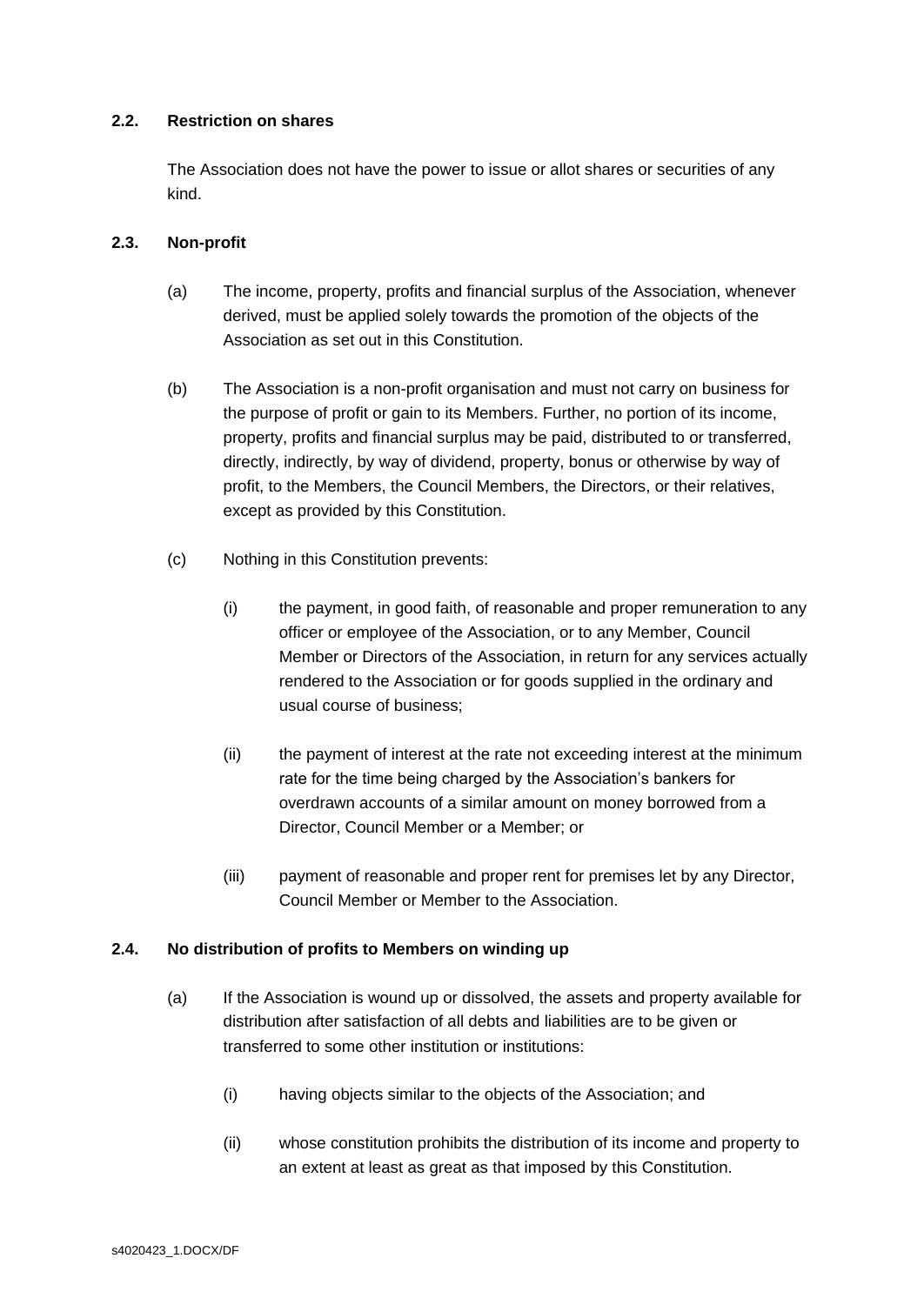### 2.2. Restriction on shares

The Association does not have the power to issue or allot shares or securities of any kind.

### 2.3. Non-profit

(a) The income, property, profits and financial surplus of the Association, whenever derived, must be applied solely towards the promotion of the objects of the Association as set out in this Constitution.

(b) The Association is a non-profit organisation and must not carry on business for the purpose of profit or gain to its Members. Further, no portion of its income, property, profits and financial surplus may be paid, distributed to or transferred, directly, indirectly, by way of dividend, property, bonus or otherwise by way of profit, to the Members, the Council Members, the Directors, or their relatives, except as provided by this Constitution.

(c) Nothing in this Constitution prevents:

(i) the payment, in good faith, of reasonable and proper remuneration to any officer or employee of the Association, or to any Member, Council Member or Directors of the Association, in return for any services actually rendered to the Association or for goods supplied in the ordinary and usual course of business;

(ii) the payment of interest at the rate not exceeding interest at the minimum rate for the time being charged by the Association's bankers for overdrawn accounts of a similar amount on money borrowed from a Director, Council Member or a Member; or

(iii) payment of reasonable and proper rent for premises let by any Director, Council Member or Member to the Association.

### 2.4. No distribution of profits to Members on winding up

(a) If the Association is wound up or dissolved, the assets and property available for distribution after satisfaction of all debts and liabilities are to be given or transferred to some other institution or institutions:

(i) having objects similar to the objects of the Association; and

(ii) whose constitution prohibits the distribution of its income and property to an extent at least as great as that imposed by this Constitution.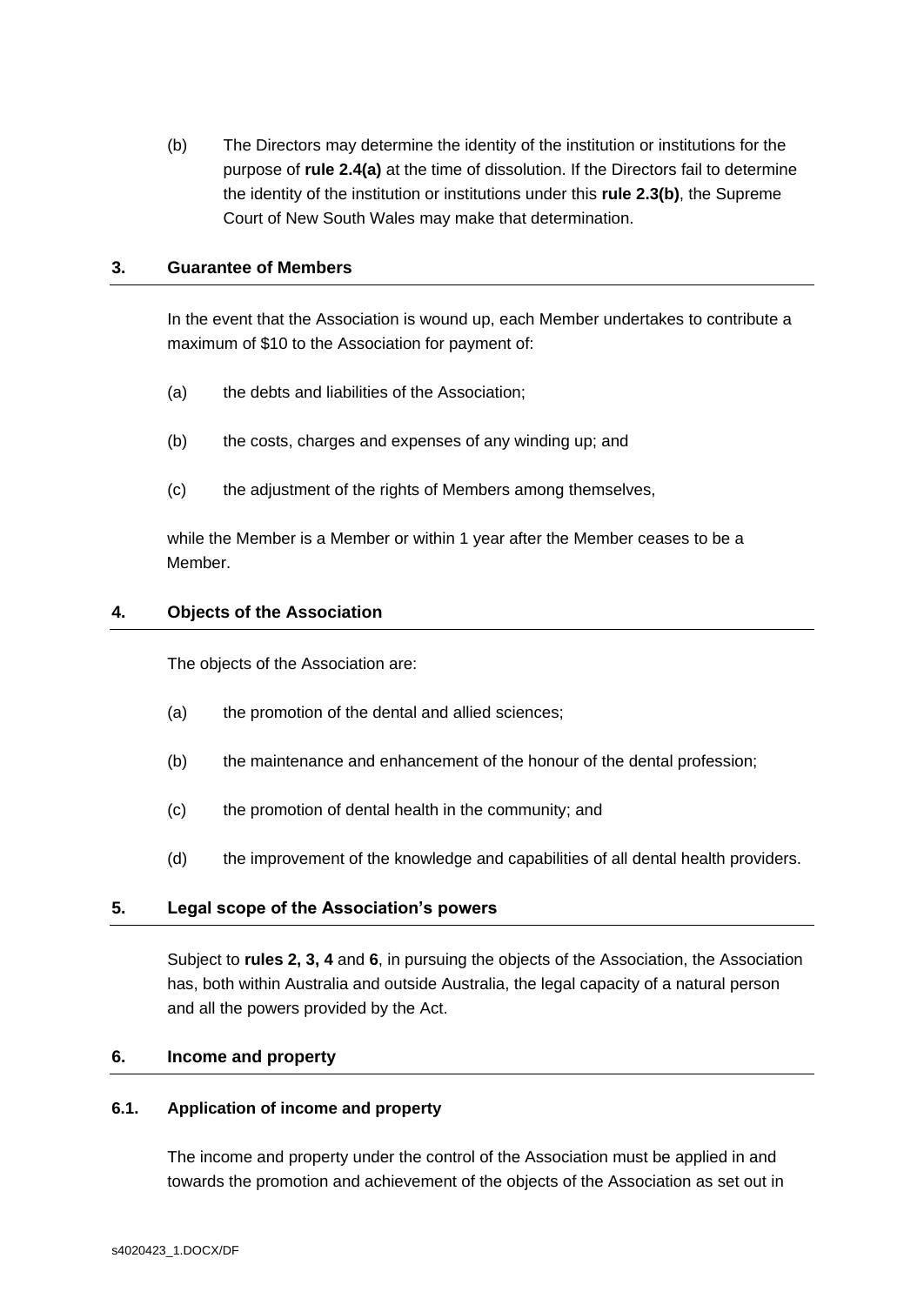(b) The Directors may determine the identity of the institution or institutions for the purpose of **rule 2.4(a)** at the time of dissolution. If the Directors fail to determine the identity of the institution or institutions under this **rule 2.3(b)**, the Supreme Court of New South Wales may make that determination.

## 3. Guarantee of Members

In the event that the Association is wound up, each Member undertakes to contribute a maximum of $10 to the Association for payment of:

(a) the debts and liabilities of the Association;

(b) the costs, charges and expenses of any winding up; and

(c) the adjustment of the rights of Members among themselves,

while the Member is a Member or within 1 year after the Member ceases to be a Member.

## 4. Objects of the Association

The objects of the Association are:

(a) the promotion of the dental and allied sciences;

(b) the maintenance and enhancement of the honour of the dental profession;

(c) the promotion of dental health in the community; and

(d) the improvement of the knowledge and capabilities of all dental health providers.

## 5. Legal scope of the Association's powers

Subject to **rules 2, 3, 4** and **6**, in pursuing the objects of the Association, the Association has, both within Australia and outside Australia, the legal capacity of a natural person and all the powers provided by the Act.

## 6. Income and property

### 6.1. Application of income and property

The income and property under the control of the Association must be applied in and towards the promotion and achievement of the objects of the Association as set out in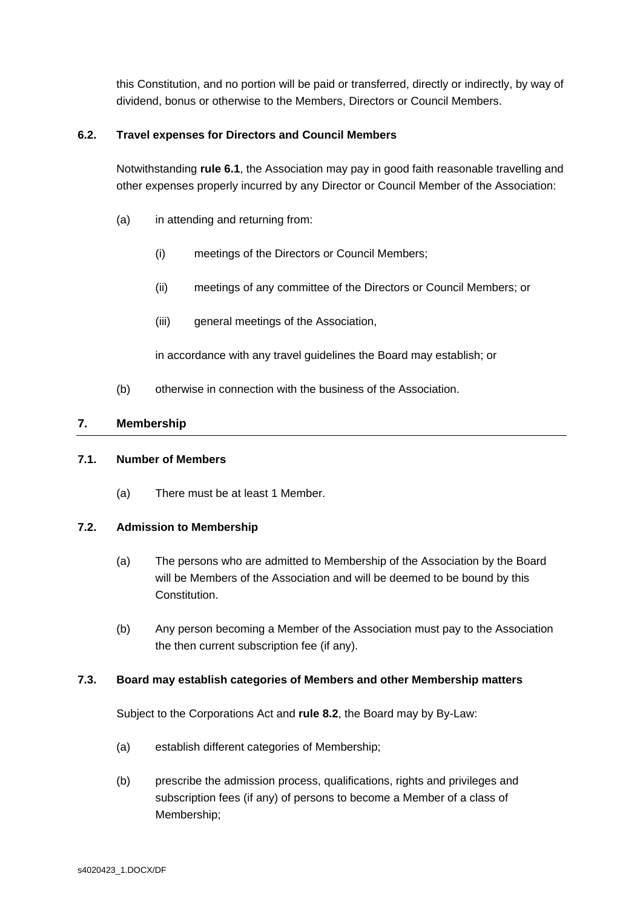this Constitution, and no portion will be paid or transferred, directly or indirectly, by way of dividend, bonus or otherwise to the Members, Directors or Council Members.

### 6.2. Travel expenses for Directors and Council Members

Notwithstanding **rule 6.1**, the Association may pay in good faith reasonable travelling and other expenses properly incurred by any Director or Council Member of the Association:

(a) in attending and returning from:

(i) meetings of the Directors or Council Members;

(ii) meetings of any committee of the Directors or Council Members; or

(iii) general meetings of the Association,

in accordance with any travel guidelines the Board may establish; or

(b) otherwise in connection with the business of the Association.

## 7. Membership

### 7.1. Number of Members

(a) There must be at least 1 Member.

### 7.2. Admission to Membership

(a) The persons who are admitted to Membership of the Association by the Board will be Members of the Association and will be deemed to be bound by this Constitution.

(b) Any person becoming a Member of the Association must pay to the Association the then current subscription fee (if any).

### 7.3. Board may establish categories of Members and other Membership matters

Subject to the Corporations Act and **rule 8.2**, the Board may by By-Law:

(a) establish different categories of Membership;

(b) prescribe the admission process, qualifications, rights and privileges and subscription fees (if any) of persons to become a Member of a class of Membership;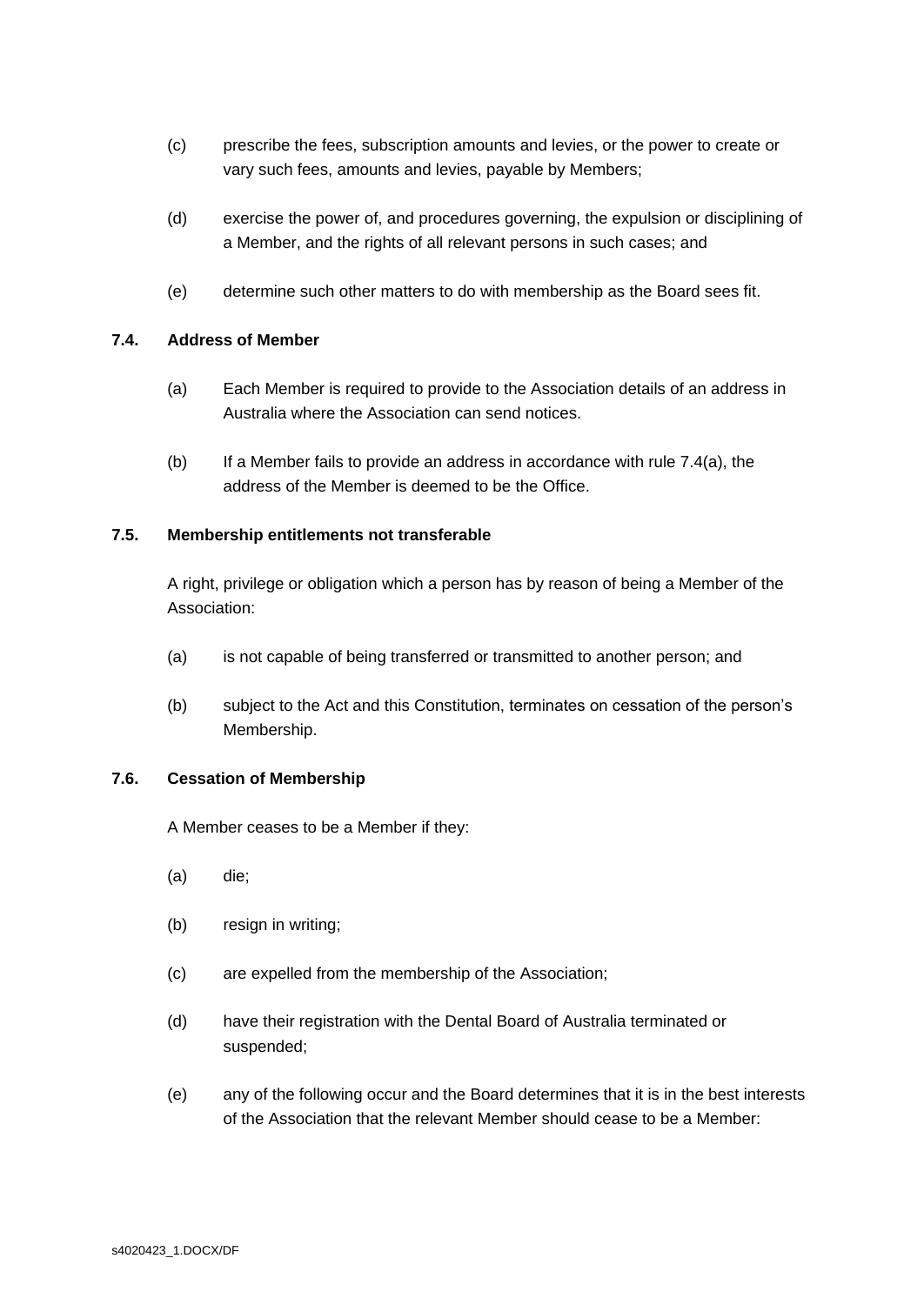(c) prescribe the fees, subscription amounts and levies, or the power to create or vary such fees, amounts and levies, payable by Members;

(d) exercise the power of, and procedures governing, the expulsion or disciplining of a Member, and the rights of all relevant persons in such cases; and

(e) determine such other matters to do with membership as the Board sees fit.

### 7.4. Address of Member

(a) Each Member is required to provide to the Association details of an address in Australia where the Association can send notices.

(b) If a Member fails to provide an address in accordance with rule 7.4(a), the address of the Member is deemed to be the Office.

### 7.5. Membership entitlements not transferable

A right, privilege or obligation which a person has by reason of being a Member of the Association:

(a) is not capable of being transferred or transmitted to another person; and

(b) subject to the Act and this Constitution, terminates on cessation of the person's Membership.

### 7.6. Cessation of Membership

A Member ceases to be a Member if they:

(a) die;

(b) resign in writing;

(c) are expelled from the membership of the Association;

(d) have their registration with the Dental Board of Australia terminated or suspended;

(e) any of the following occur and the Board determines that it is in the best interests of the Association that the relevant Member should cease to be a Member: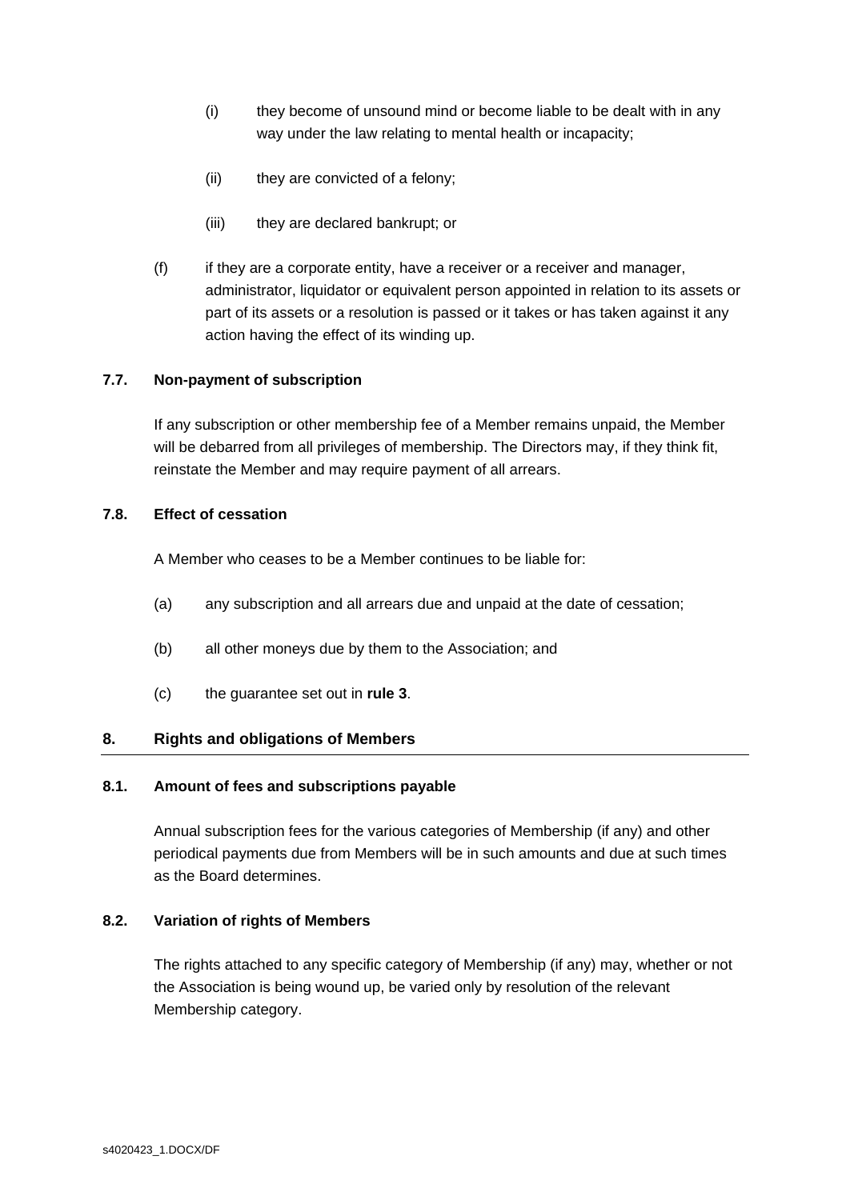(i) they become of unsound mind or become liable to be dealt with in any way under the law relating to mental health or incapacity;

(ii) they are convicted of a felony;

(iii) they are declared bankrupt; or

(f) if they are a corporate entity, have a receiver or a receiver and manager, administrator, liquidator or equivalent person appointed in relation to its assets or part of its assets or a resolution is passed or it takes or has taken against it any action having the effect of its winding up.

### 7.7. Non-payment of subscription

If any subscription or other membership fee of a Member remains unpaid, the Member will be debarred from all privileges of membership. The Directors may, if they think fit, reinstate the Member and may require payment of all arrears.

### 7.8. Effect of cessation

A Member who ceases to be a Member continues to be liable for:

(a) any subscription and all arrears due and unpaid at the date of cessation;

(b) all other moneys due by them to the Association; and

(c) the guarantee set out in **rule 3**.

## 8. Rights and obligations of Members

### 8.1. Amount of fees and subscriptions payable

Annual subscription fees for the various categories of Membership (if any) and other periodical payments due from Members will be in such amounts and due at such times as the Board determines.

### 8.2. Variation of rights of Members

The rights attached to any specific category of Membership (if any) may, whether or not the Association is being wound up, be varied only by resolution of the relevant Membership category.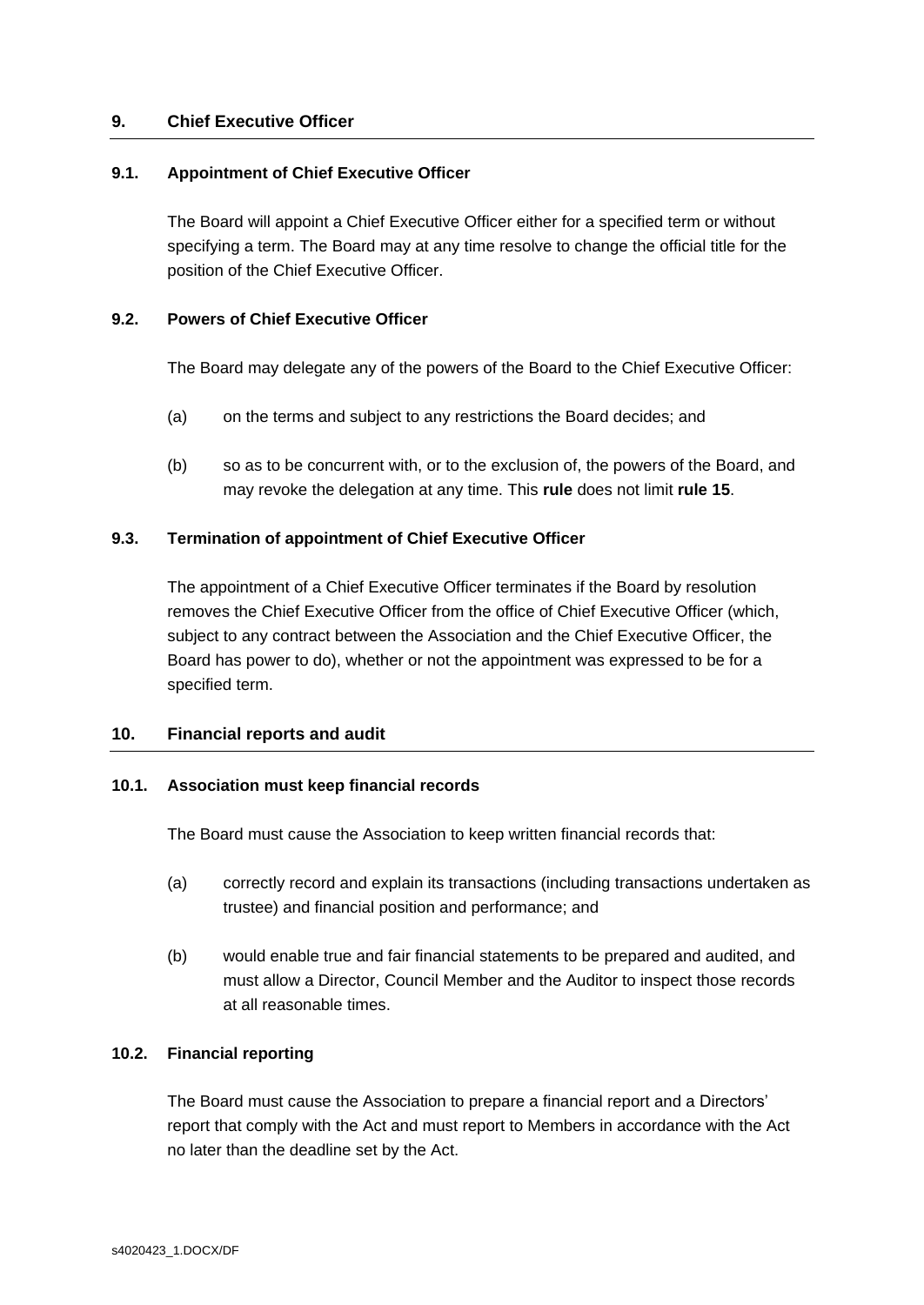## 9. Chief Executive Officer

### 9.1. Appointment of Chief Executive Officer

The Board will appoint a Chief Executive Officer either for a specified term or without specifying a term. The Board may at any time resolve to change the official title for the position of the Chief Executive Officer.

### 9.2. Powers of Chief Executive Officer

The Board may delegate any of the powers of the Board to the Chief Executive Officer:

(a) on the terms and subject to any restrictions the Board decides; and

(b) so as to be concurrent with, or to the exclusion of, the powers of the Board, and may revoke the delegation at any time. This **rule** does not limit **rule 15**.

### 9.3. Termination of appointment of Chief Executive Officer

The appointment of a Chief Executive Officer terminates if the Board by resolution removes the Chief Executive Officer from the office of Chief Executive Officer (which, subject to any contract between the Association and the Chief Executive Officer, the Board has power to do), whether or not the appointment was expressed to be for a specified term.

## 10. Financial reports and audit

### 10.1. Association must keep financial records

The Board must cause the Association to keep written financial records that:

(a) correctly record and explain its transactions (including transactions undertaken as trustee) and financial position and performance; and

(b) would enable true and fair financial statements to be prepared and audited, and must allow a Director, Council Member and the Auditor to inspect those records at all reasonable times.

### 10.2. Financial reporting

The Board must cause the Association to prepare a financial report and a Directors' report that comply with the Act and must report to Members in accordance with the Act no later than the deadline set by the Act.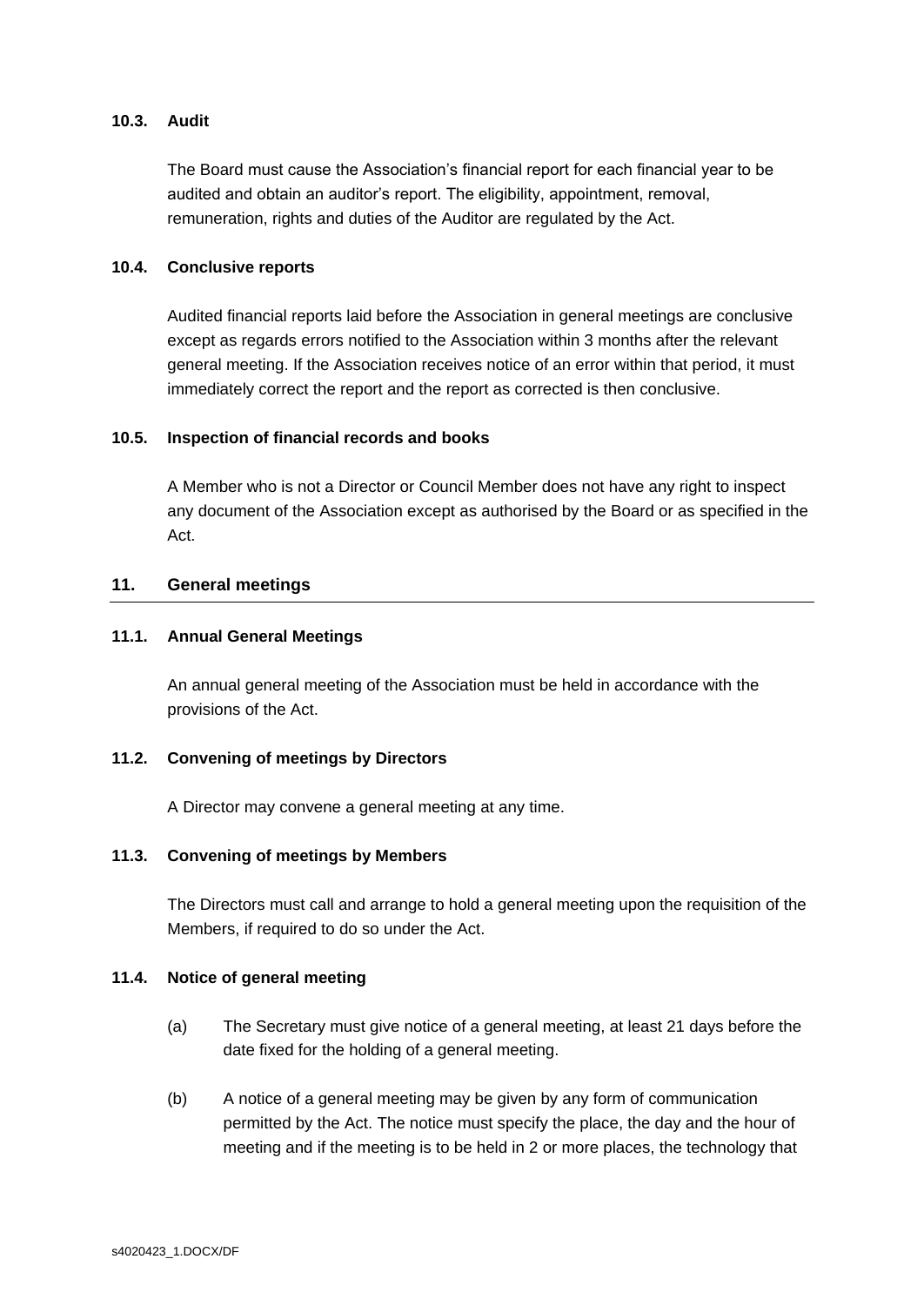### 10.3. Audit

The Board must cause the Association's financial report for each financial year to be audited and obtain an auditor's report. The eligibility, appointment, removal, remuneration, rights and duties of the Auditor are regulated by the Act.

### 10.4. Conclusive reports

Audited financial reports laid before the Association in general meetings are conclusive except as regards errors notified to the Association within 3 months after the relevant general meeting. If the Association receives notice of an error within that period, it must immediately correct the report and the report as corrected is then conclusive.

### 10.5. Inspection of financial records and books

A Member who is not a Director or Council Member does not have any right to inspect any document of the Association except as authorised by the Board or as specified in the Act.

## 11. General meetings

### 11.1. Annual General Meetings

An annual general meeting of the Association must be held in accordance with the provisions of the Act.

### 11.2. Convening of meetings by Directors

A Director may convene a general meeting at any time.

### 11.3. Convening of meetings by Members

The Directors must call and arrange to hold a general meeting upon the requisition of the Members, if required to do so under the Act.

### 11.4. Notice of general meeting

(a) The Secretary must give notice of a general meeting, at least 21 days before the date fixed for the holding of a general meeting.

(b) A notice of a general meeting may be given by any form of communication permitted by the Act. The notice must specify the place, the day and the hour of meeting and if the meeting is to be held in 2 or more places, the technology that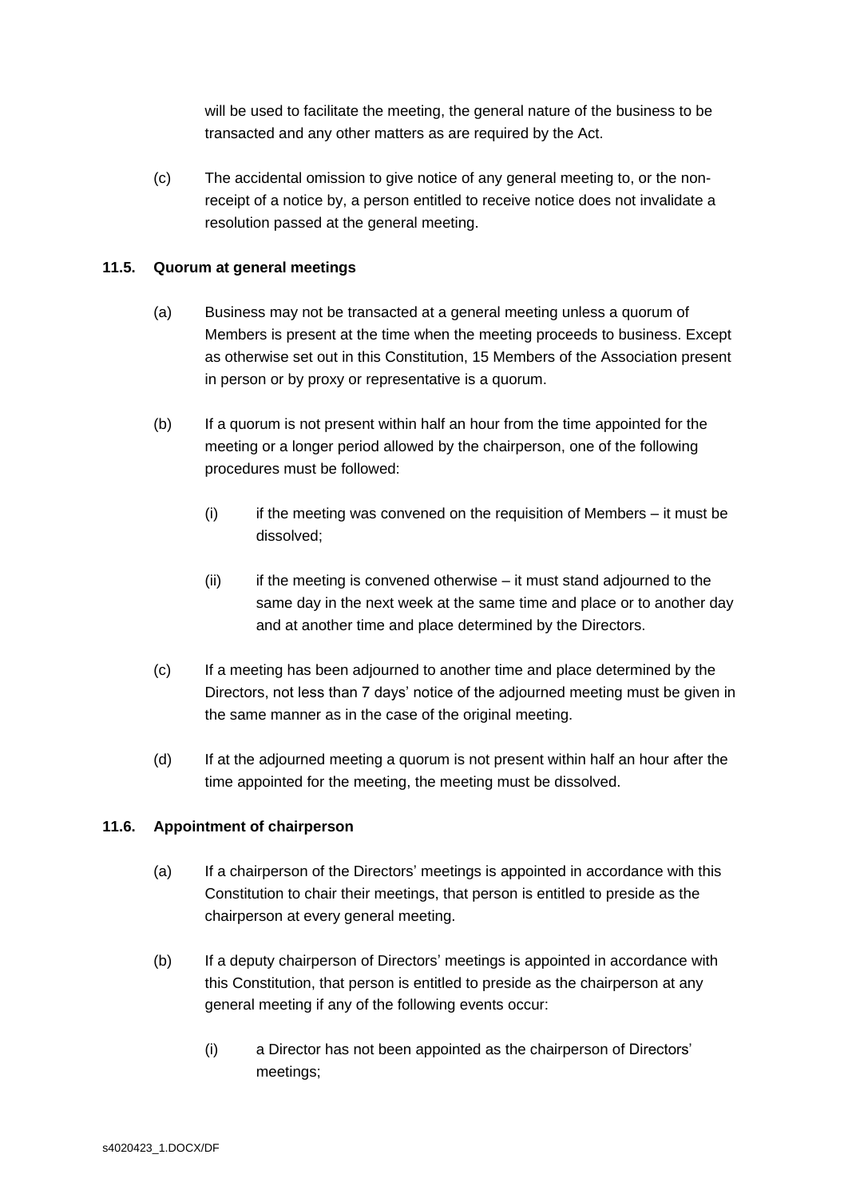will be used to facilitate the meeting, the general nature of the business to be transacted and any other matters as are required by the Act.

(c) The accidental omission to give notice of any general meeting to, or the non-receipt of a notice by, a person entitled to receive notice does not invalidate a resolution passed at the general meeting.

### 11.5. Quorum at general meetings

(a) Business may not be transacted at a general meeting unless a quorum of Members is present at the time when the meeting proceeds to business. Except as otherwise set out in this Constitution, 15 Members of the Association present in person or by proxy or representative is a quorum.

(b) If a quorum is not present within half an hour from the time appointed for the meeting or a longer period allowed by the chairperson, one of the following procedures must be followed:

(i) if the meeting was convened on the requisition of Members – it must be dissolved;

(ii) if the meeting is convened otherwise – it must stand adjourned to the same day in the next week at the same time and place or to another day and at another time and place determined by the Directors.

(c) If a meeting has been adjourned to another time and place determined by the Directors, not less than 7 days' notice of the adjourned meeting must be given in the same manner as in the case of the original meeting.

(d) If at the adjourned meeting a quorum is not present within half an hour after the time appointed for the meeting, the meeting must be dissolved.

### 11.6. Appointment of chairperson

(a) If a chairperson of the Directors' meetings is appointed in accordance with this Constitution to chair their meetings, that person is entitled to preside as the chairperson at every general meeting.

(b) If a deputy chairperson of Directors' meetings is appointed in accordance with this Constitution, that person is entitled to preside as the chairperson at any general meeting if any of the following events occur:

(i) a Director has not been appointed as the chairperson of Directors' meetings;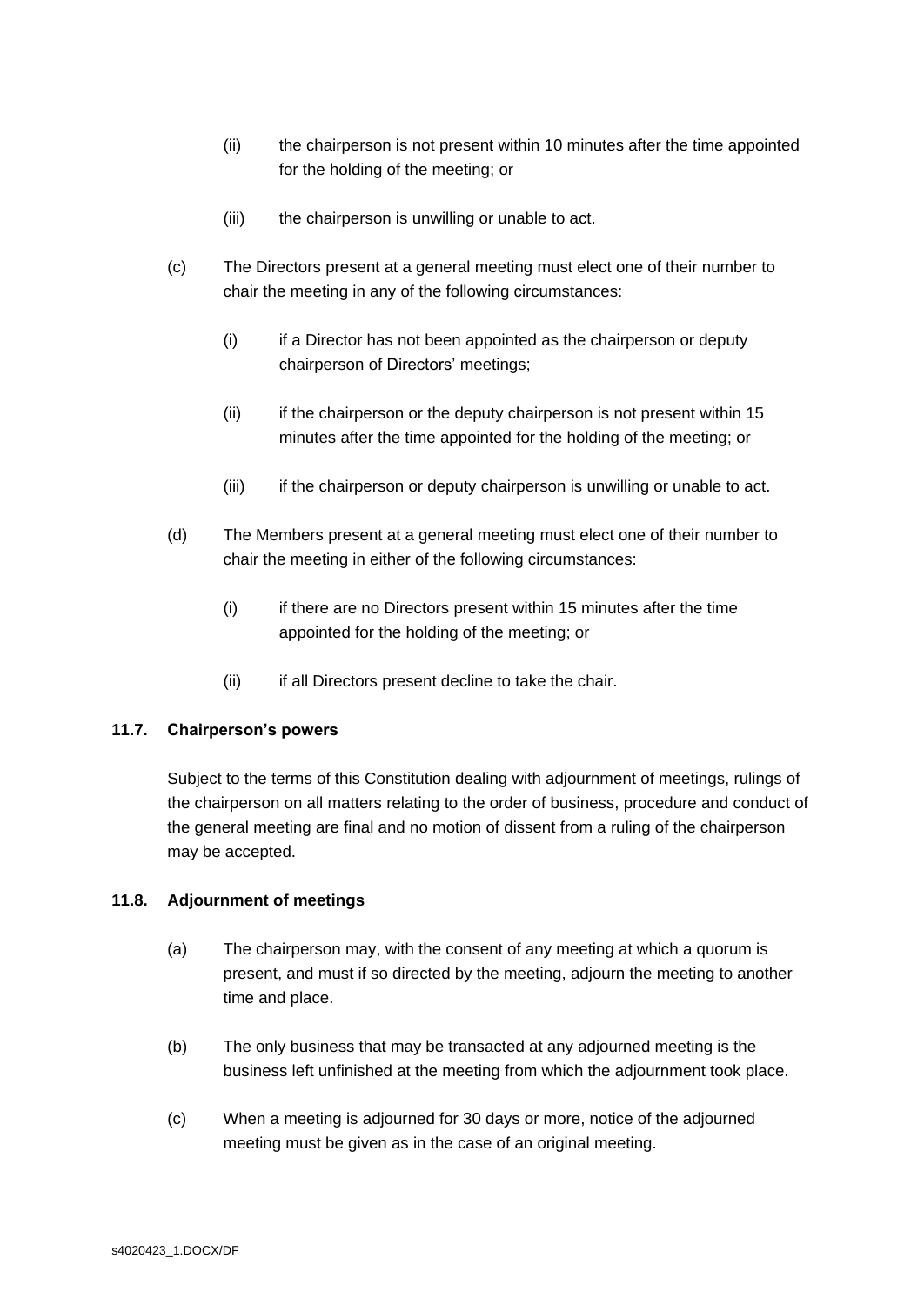(ii) the chairperson is not present within 10 minutes after the time appointed for the holding of the meeting; or

(iii) the chairperson is unwilling or unable to act.

(c) The Directors present at a general meeting must elect one of their number to chair the meeting in any of the following circumstances:

(i) if a Director has not been appointed as the chairperson or deputy chairperson of Directors' meetings;

(ii) if the chairperson or the deputy chairperson is not present within 15 minutes after the time appointed for the holding of the meeting; or

(iii) if the chairperson or deputy chairperson is unwilling or unable to act.

(d) The Members present at a general meeting must elect one of their number to chair the meeting in either of the following circumstances:

(i) if there are no Directors present within 15 minutes after the time appointed for the holding of the meeting; or

(ii) if all Directors present decline to take the chair.

### 11.7. Chairperson's powers

Subject to the terms of this Constitution dealing with adjournment of meetings, rulings of the chairperson on all matters relating to the order of business, procedure and conduct of the general meeting are final and no motion of dissent from a ruling of the chairperson may be accepted.

### 11.8. Adjournment of meetings

(a) The chairperson may, with the consent of any meeting at which a quorum is present, and must if so directed by the meeting, adjourn the meeting to another time and place.

(b) The only business that may be transacted at any adjourned meeting is the business left unfinished at the meeting from which the adjournment took place.

(c) When a meeting is adjourned for 30 days or more, notice of the adjourned meeting must be given as in the case of an original meeting.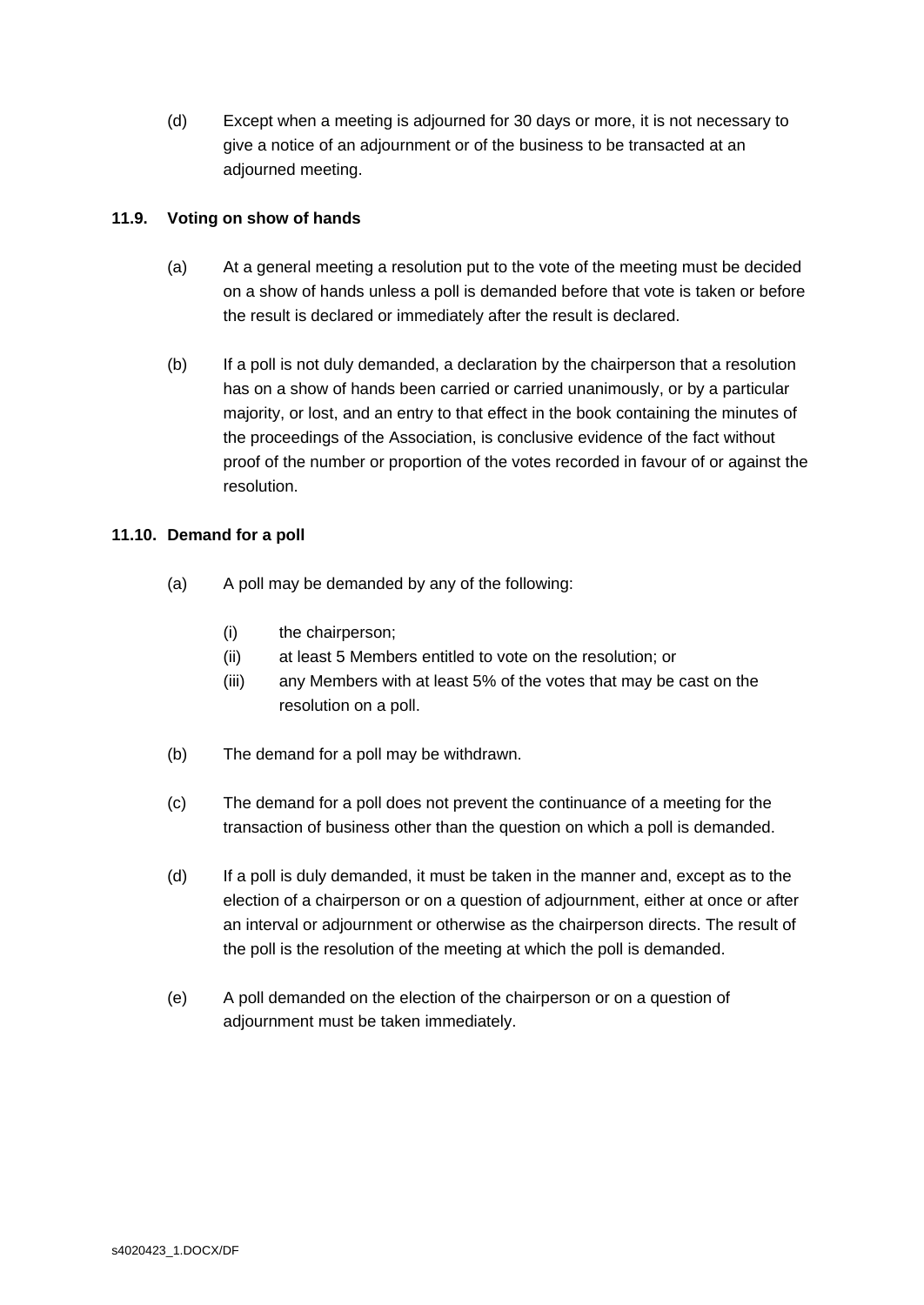(d) Except when a meeting is adjourned for 30 days or more, it is not necessary to give a notice of an adjournment or of the business to be transacted at an adjourned meeting.

### 11.9. Voting on show of hands

(a) At a general meeting a resolution put to the vote of the meeting must be decided on a show of hands unless a poll is demanded before that vote is taken or before the result is declared or immediately after the result is declared.

(b) If a poll is not duly demanded, a declaration by the chairperson that a resolution has on a show of hands been carried or carried unanimously, or by a particular majority, or lost, and an entry to that effect in the book containing the minutes of the proceedings of the Association, is conclusive evidence of the fact without proof of the number or proportion of the votes recorded in favour of or against the resolution.

### 11.10. Demand for a poll

(a) A poll may be demanded by any of the following:

- (i) the chairperson;
- (ii) at least 5 Members entitled to vote on the resolution; or
- (iii) any Members with at least 5% of the votes that may be cast on the resolution on a poll.

(b) The demand for a poll may be withdrawn.

(c) The demand for a poll does not prevent the continuance of a meeting for the transaction of business other than the question on which a poll is demanded.

(d) If a poll is duly demanded, it must be taken in the manner and, except as to the election of a chairperson or on a question of adjournment, either at once or after an interval or adjournment or otherwise as the chairperson directs. The result of the poll is the resolution of the meeting at which the poll is demanded.

(e) A poll demanded on the election of the chairperson or on a question of adjournment must be taken immediately.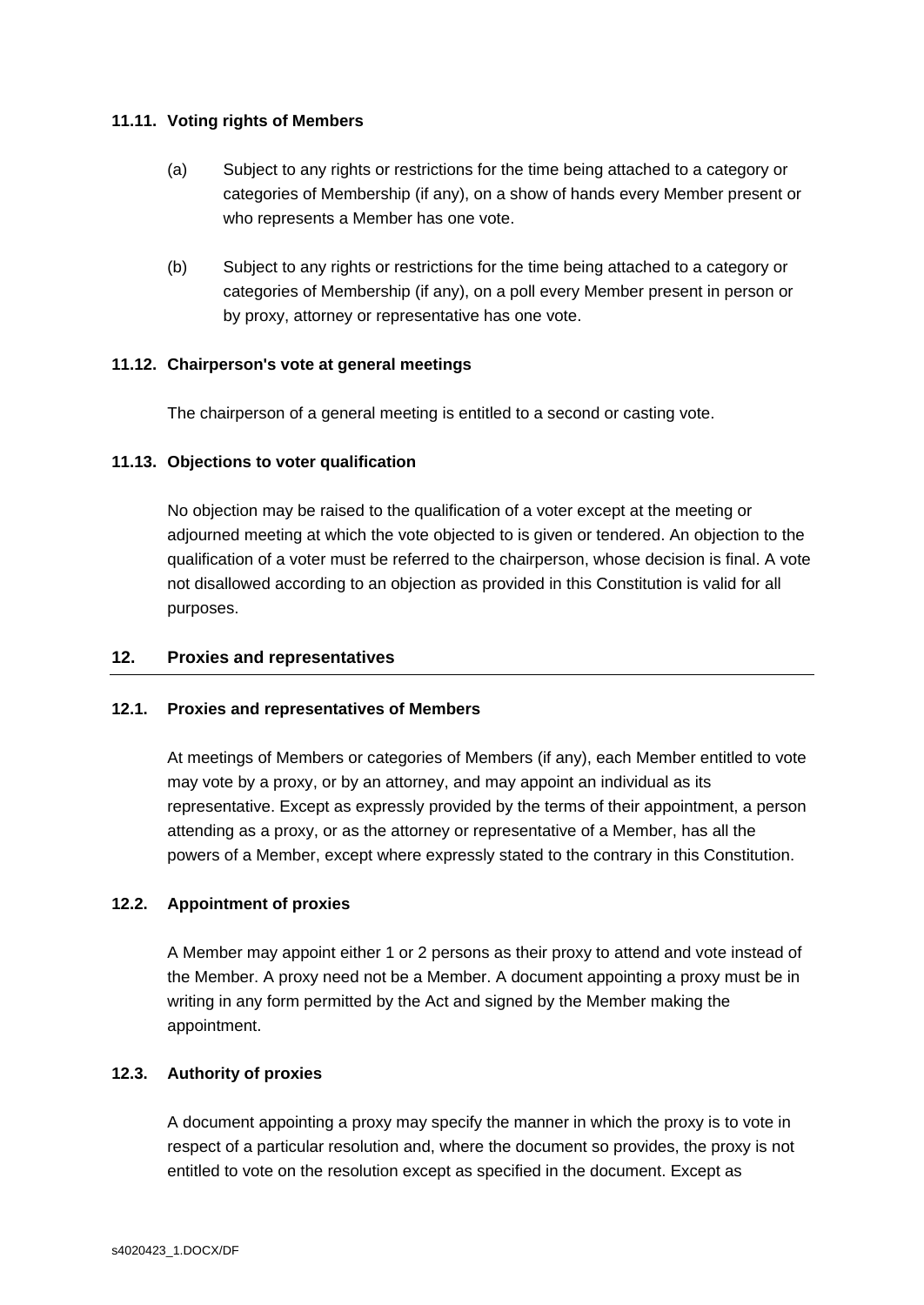### 11.11. Voting rights of Members

(a) Subject to any rights or restrictions for the time being attached to a category or categories of Membership (if any), on a show of hands every Member present or who represents a Member has one vote.

(b) Subject to any rights or restrictions for the time being attached to a category or categories of Membership (if any), on a poll every Member present in person or by proxy, attorney or representative has one vote.

### 11.12. Chairperson's vote at general meetings

The chairperson of a general meeting is entitled to a second or casting vote.

### 11.13. Objections to voter qualification

No objection may be raised to the qualification of a voter except at the meeting or adjourned meeting at which the vote objected to is given or tendered. An objection to the qualification of a voter must be referred to the chairperson, whose decision is final. A vote not disallowed according to an objection as provided in this Constitution is valid for all purposes.

## 12. Proxies and representatives

### 12.1. Proxies and representatives of Members

At meetings of Members or categories of Members (if any), each Member entitled to vote may vote by a proxy, or by an attorney, and may appoint an individual as its representative. Except as expressly provided by the terms of their appointment, a person attending as a proxy, or as the attorney or representative of a Member, has all the powers of a Member, except where expressly stated to the contrary in this Constitution.

### 12.2. Appointment of proxies

A Member may appoint either 1 or 2 persons as their proxy to attend and vote instead of the Member. A proxy need not be a Member. A document appointing a proxy must be in writing in any form permitted by the Act and signed by the Member making the appointment.

### 12.3. Authority of proxies

A document appointing a proxy may specify the manner in which the proxy is to vote in respect of a particular resolution and, where the document so provides, the proxy is not entitled to vote on the resolution except as specified in the document. Except as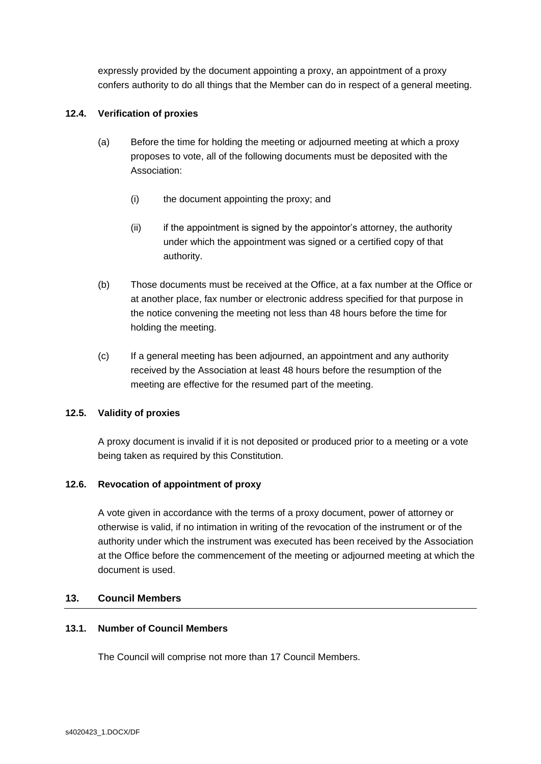expressly provided by the document appointing a proxy, an appointment of a proxy confers authority to do all things that the Member can do in respect of a general meeting.

### 12.4. Verification of proxies

(a) Before the time for holding the meeting or adjourned meeting at which a proxy proposes to vote, all of the following documents must be deposited with the Association:

   (i) the document appointing the proxy; and

   (ii) if the appointment is signed by the appointor's attorney, the authority under which the appointment was signed or a certified copy of that authority.

(b) Those documents must be received at the Office, at a fax number at the Office or at another place, fax number or electronic address specified for that purpose in the notice convening the meeting not less than 48 hours before the time for holding the meeting.

(c) If a general meeting has been adjourned, an appointment and any authority received by the Association at least 48 hours before the resumption of the meeting are effective for the resumed part of the meeting.

### 12.5. Validity of proxies

A proxy document is invalid if it is not deposited or produced prior to a meeting or a vote being taken as required by this Constitution.

### 12.6. Revocation of appointment of proxy

A vote given in accordance with the terms of a proxy document, power of attorney or otherwise is valid, if no intimation in writing of the revocation of the instrument or of the authority under which the instrument was executed has been received by the Association at the Office before the commencement of the meeting or adjourned meeting at which the document is used.

## 13. Council Members

### 13.1. Number of Council Members

The Council will comprise not more than 17 Council Members.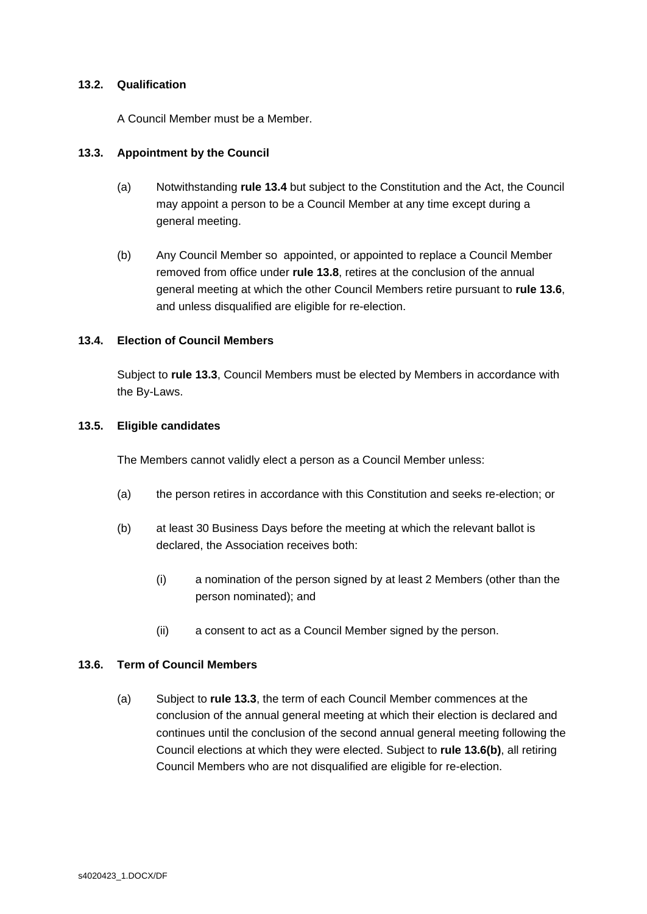**13.2. Qualification**

A Council Member must be a Member.

**13.3. Appointment by the Council**

(a) Notwithstanding **rule 13.4** but subject to the Constitution and the Act, the Council may appoint a person to be a Council Member at any time except during a general meeting.

(b) Any Council Member so appointed, or appointed to replace a Council Member removed from office under **rule 13.8**, retires at the conclusion of the annual general meeting at which the other Council Members retire pursuant to **rule 13.6**, and unless disqualified are eligible for re-election.

**13.4. Election of Council Members**

Subject to **rule 13.3**, Council Members must be elected by Members in accordance with the By-Laws.

**13.5. Eligible candidates**

The Members cannot validly elect a person as a Council Member unless:

(a) the person retires in accordance with this Constitution and seeks re-election; or

(b) at least 30 Business Days before the meeting at which the relevant ballot is declared, the Association receives both:

(i) a nomination of the person signed by at least 2 Members (other than the person nominated); and

(ii) a consent to act as a Council Member signed by the person.

**13.6. Term of Council Members**

(a) Subject to **rule 13.3**, the term of each Council Member commences at the conclusion of the annual general meeting at which their election is declared and continues until the conclusion of the second annual general meeting following the Council elections at which they were elected. Subject to **rule 13.6(b)**, all retiring Council Members who are not disqualified are eligible for re-election.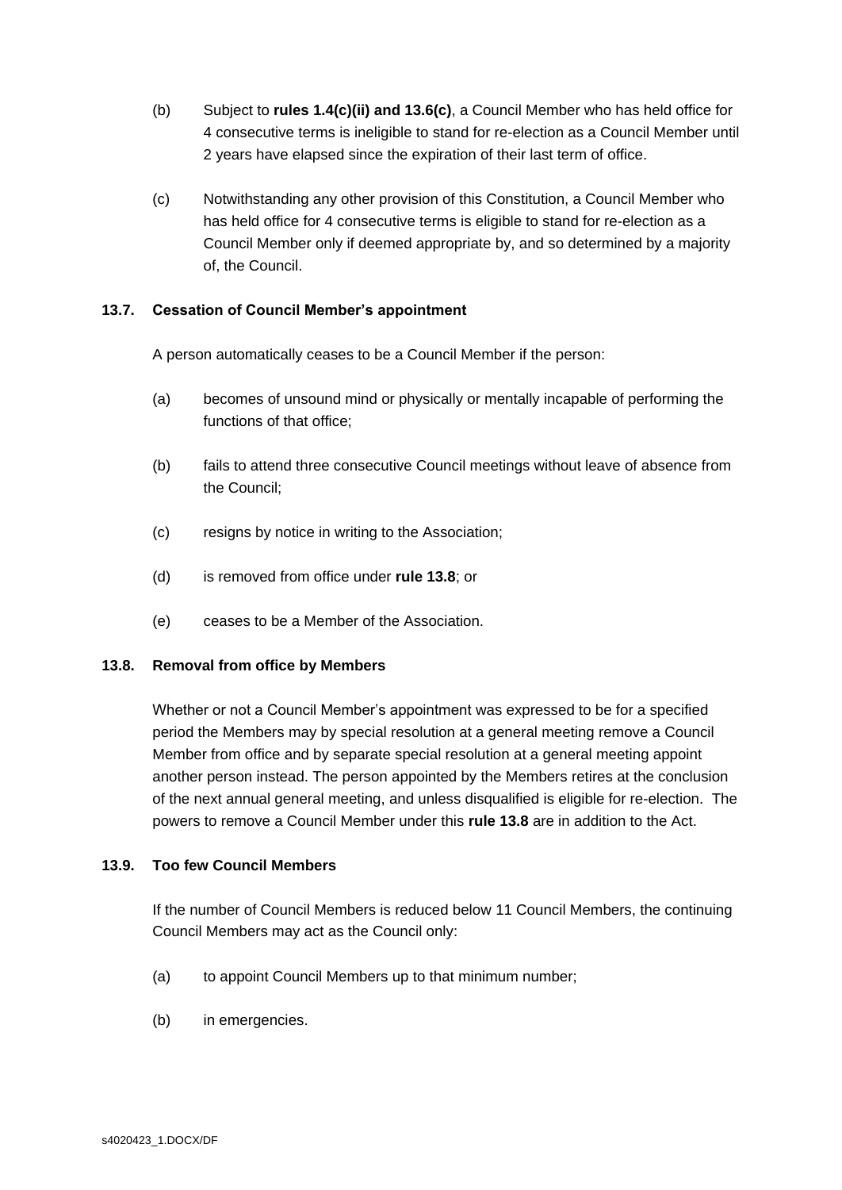(b) Subject to **rules 1.4(c)(ii) and 13.6(c)**, a Council Member who has held office for 4 consecutive terms is ineligible to stand for re-election as a Council Member until 2 years have elapsed since the expiration of their last term of office.

(c) Notwithstanding any other provision of this Constitution, a Council Member who has held office for 4 consecutive terms is eligible to stand for re-election as a Council Member only if deemed appropriate by, and so determined by a majority of, the Council.

### 13.7. Cessation of Council Member's appointment

A person automatically ceases to be a Council Member if the person:

(a) becomes of unsound mind or physically or mentally incapable of performing the functions of that office;

(b) fails to attend three consecutive Council meetings without leave of absence from the Council;

(c) resigns by notice in writing to the Association;

(d) is removed from office under **rule 13.8**; or

(e) ceases to be a Member of the Association.

### 13.8. Removal from office by Members

Whether or not a Council Member's appointment was expressed to be for a specified period the Members may by special resolution at a general meeting remove a Council Member from office and by separate special resolution at a general meeting appoint another person instead. The person appointed by the Members retires at the conclusion of the next annual general meeting, and unless disqualified is eligible for re-election. The powers to remove a Council Member under this **rule 13.8** are in addition to the Act.

### 13.9. Too few Council Members

If the number of Council Members is reduced below 11 Council Members, the continuing Council Members may act as the Council only:

(a) to appoint Council Members up to that minimum number;

(b) in emergencies.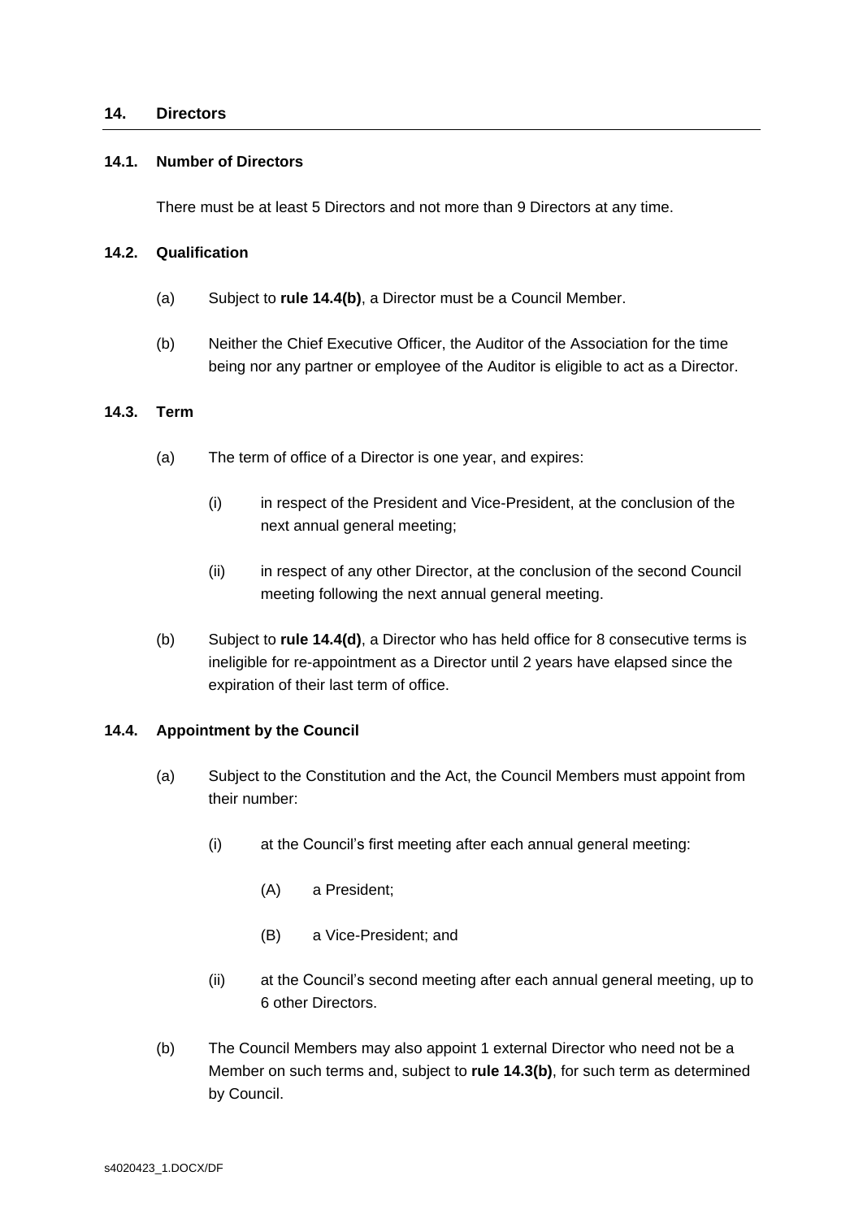## 14. Directors

### 14.1. Number of Directors

There must be at least 5 Directors and not more than 9 Directors at any time.

### 14.2. Qualification

(a) Subject to **rule 14.4(b)**, a Director must be a Council Member.

(b) Neither the Chief Executive Officer, the Auditor of the Association for the time being nor any partner or employee of the Auditor is eligible to act as a Director.

### 14.3. Term

(a) The term of office of a Director is one year, and expires:

(i) in respect of the President and Vice-President, at the conclusion of the next annual general meeting;

(ii) in respect of any other Director, at the conclusion of the second Council meeting following the next annual general meeting.

(b) Subject to **rule 14.4(d)**, a Director who has held office for 8 consecutive terms is ineligible for re-appointment as a Director until 2 years have elapsed since the expiration of their last term of office.

### 14.4. Appointment by the Council

(a) Subject to the Constitution and the Act, the Council Members must appoint from their number:

(i) at the Council's first meeting after each annual general meeting:

(A) a President;

(B) a Vice-President; and

(ii) at the Council's second meeting after each annual general meeting, up to 6 other Directors.

(b) The Council Members may also appoint 1 external Director who need not be a Member on such terms and, subject to **rule 14.3(b)**, for such term as determined by Council.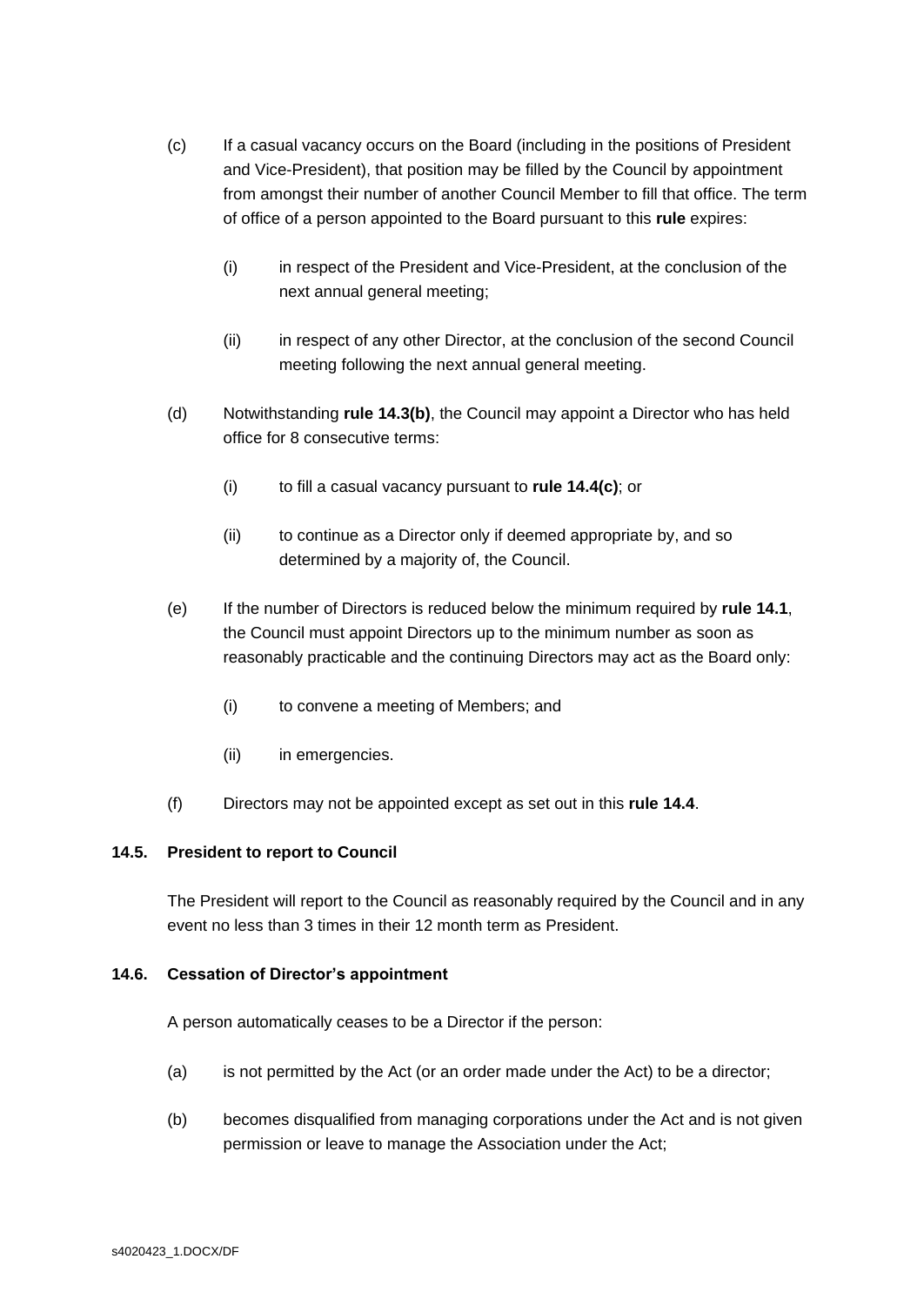(c) If a casual vacancy occurs on the Board (including in the positions of President and Vice-President), that position may be filled by the Council by appointment from amongst their number of another Council Member to fill that office. The term of office of a person appointed to the Board pursuant to this **rule** expires:

   (i) in respect of the President and Vice-President, at the conclusion of the next annual general meeting;

   (ii) in respect of any other Director, at the conclusion of the second Council meeting following the next annual general meeting.

(d) Notwithstanding **rule 14.3(b)**, the Council may appoint a Director who has held office for 8 consecutive terms:

   (i) to fill a casual vacancy pursuant to **rule 14.4(c)**; or

   (ii) to continue as a Director only if deemed appropriate by, and so determined by a majority of, the Council.

(e) If the number of Directors is reduced below the minimum required by **rule 14.1**, the Council must appoint Directors up to the minimum number as soon as reasonably practicable and the continuing Directors may act as the Board only:

   (i) to convene a meeting of Members; and

   (ii) in emergencies.

(f) Directors may not be appointed except as set out in this **rule 14.4**.

### 14.5. President to report to Council

The President will report to the Council as reasonably required by the Council and in any event no less than 3 times in their 12 month term as President.

### 14.6. Cessation of Director's appointment

A person automatically ceases to be a Director if the person:

(a) is not permitted by the Act (or an order made under the Act) to be a director;

(b) becomes disqualified from managing corporations under the Act and is not given permission or leave to manage the Association under the Act;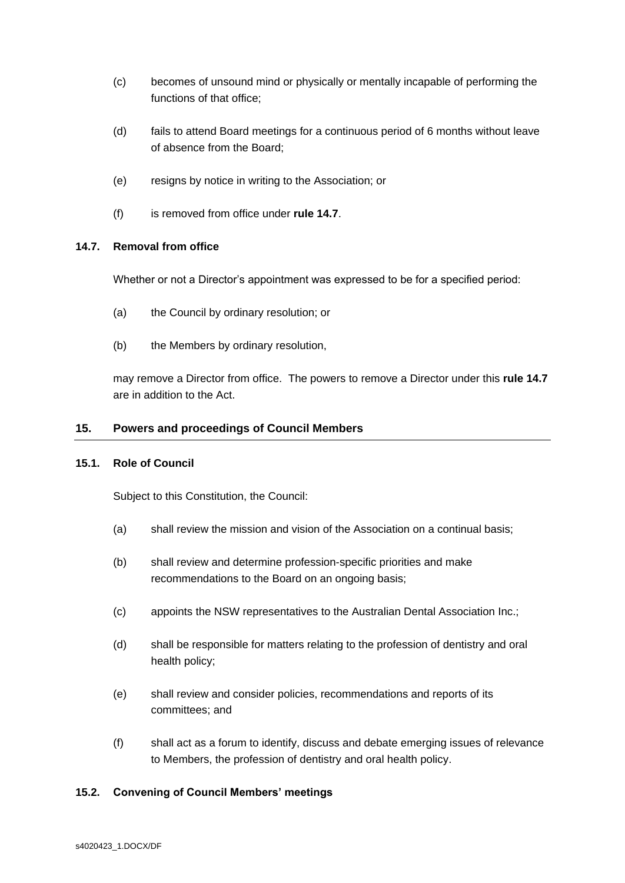(c) becomes of unsound mind or physically or mentally incapable of performing the functions of that office;

(d) fails to attend Board meetings for a continuous period of 6 months without leave of absence from the Board;

(e) resigns by notice in writing to the Association; or

(f) is removed from office under **rule 14.7**.

#### 14.7. Removal from office

Whether or not a Director's appointment was expressed to be for a specified period:

(a) the Council by ordinary resolution; or

(b) the Members by ordinary resolution,

may remove a Director from office. The powers to remove a Director under this **rule 14.7** are in addition to the Act.

### 15. Powers and proceedings of Council Members

#### 15.1. Role of Council

Subject to this Constitution, the Council:

(a) shall review the mission and vision of the Association on a continual basis;

(b) shall review and determine profession-specific priorities and make recommendations to the Board on an ongoing basis;

(c) appoints the NSW representatives to the Australian Dental Association Inc.;

(d) shall be responsible for matters relating to the profession of dentistry and oral health policy;

(e) shall review and consider policies, recommendations and reports of its committees; and

(f) shall act as a forum to identify, discuss and debate emerging issues of relevance to Members, the profession of dentistry and oral health policy.

#### 15.2. Convening of Council Members' meetings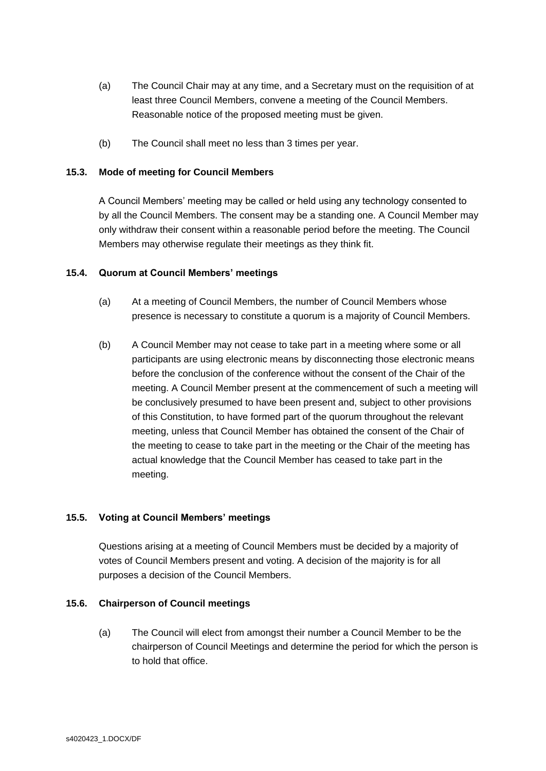(a) The Council Chair may at any time, and a Secretary must on the requisition of at least three Council Members, convene a meeting of the Council Members. Reasonable notice of the proposed meeting must be given.

(b) The Council shall meet no less than 3 times per year.

### 15.3. Mode of meeting for Council Members

A Council Members' meeting may be called or held using any technology consented to by all the Council Members. The consent may be a standing one. A Council Member may only withdraw their consent within a reasonable period before the meeting. The Council Members may otherwise regulate their meetings as they think fit.

### 15.4. Quorum at Council Members' meetings

(a) At a meeting of Council Members, the number of Council Members whose presence is necessary to constitute a quorum is a majority of Council Members.

(b) A Council Member may not cease to take part in a meeting where some or all participants are using electronic means by disconnecting those electronic means before the conclusion of the conference without the consent of the Chair of the meeting. A Council Member present at the commencement of such a meeting will be conclusively presumed to have been present and, subject to other provisions of this Constitution, to have formed part of the quorum throughout the relevant meeting, unless that Council Member has obtained the consent of the Chair of the meeting to cease to take part in the meeting or the Chair of the meeting has actual knowledge that the Council Member has ceased to take part in the meeting.

### 15.5. Voting at Council Members' meetings

Questions arising at a meeting of Council Members must be decided by a majority of votes of Council Members present and voting. A decision of the majority is for all purposes a decision of the Council Members.

### 15.6. Chairperson of Council meetings

(a) The Council will elect from amongst their number a Council Member to be the chairperson of Council Meetings and determine the period for which the person is to hold that office.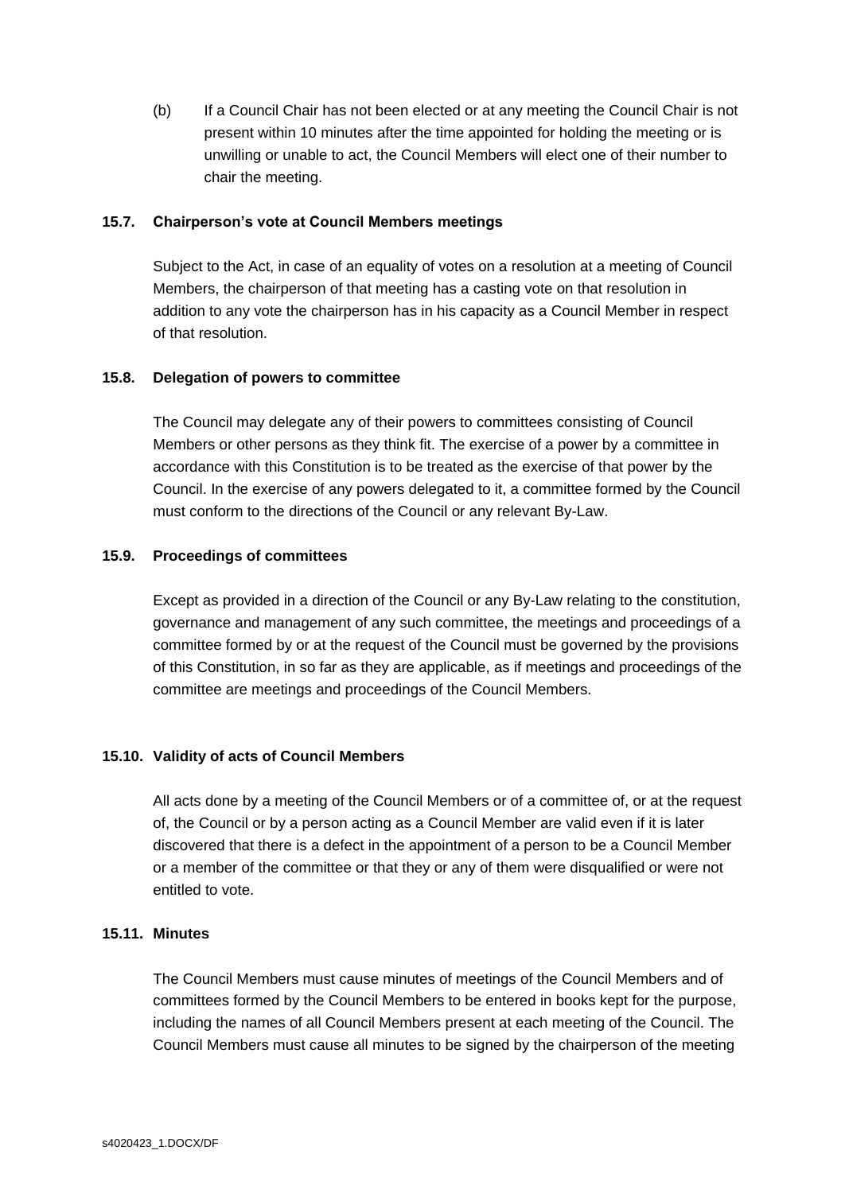(b) If a Council Chair has not been elected or at any meeting the Council Chair is not present within 10 minutes after the time appointed for holding the meeting or is unwilling or unable to act, the Council Members will elect one of their number to chair the meeting.

### 15.7. Chairperson's vote at Council Members meetings

Subject to the Act, in case of an equality of votes on a resolution at a meeting of Council Members, the chairperson of that meeting has a casting vote on that resolution in addition to any vote the chairperson has in his capacity as a Council Member in respect of that resolution.

### 15.8. Delegation of powers to committee

The Council may delegate any of their powers to committees consisting of Council Members or other persons as they think fit. The exercise of a power by a committee in accordance with this Constitution is to be treated as the exercise of that power by the Council. In the exercise of any powers delegated to it, a committee formed by the Council must conform to the directions of the Council or any relevant By-Law.

### 15.9. Proceedings of committees

Except as provided in a direction of the Council or any By-Law relating to the constitution, governance and management of any such committee, the meetings and proceedings of a committee formed by or at the request of the Council must be governed by the provisions of this Constitution, in so far as they are applicable, as if meetings and proceedings of the committee are meetings and proceedings of the Council Members.

### 15.10. Validity of acts of Council Members

All acts done by a meeting of the Council Members or of a committee of, or at the request of, the Council or by a person acting as a Council Member are valid even if it is later discovered that there is a defect in the appointment of a person to be a Council Member or a member of the committee or that they or any of them were disqualified or were not entitled to vote.

### 15.11. Minutes

The Council Members must cause minutes of meetings of the Council Members and of committees formed by the Council Members to be entered in books kept for the purpose, including the names of all Council Members present at each meeting of the Council. The Council Members must cause all minutes to be signed by the chairperson of the meeting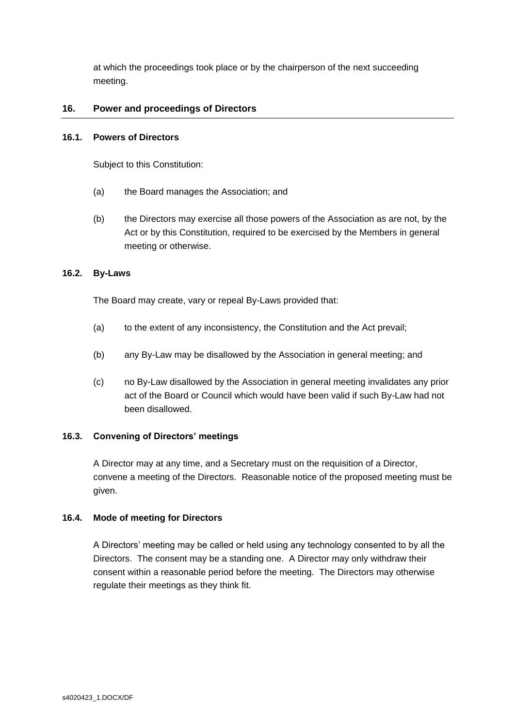at which the proceedings took place or by the chairperson of the next succeeding meeting.

## 16. Power and proceedings of Directors

### 16.1. Powers of Directors

Subject to this Constitution:

(a) the Board manages the Association; and

(b) the Directors may exercise all those powers of the Association as are not, by the Act or by this Constitution, required to be exercised by the Members in general meeting or otherwise.

### 16.2. By-Laws

The Board may create, vary or repeal By-Laws provided that:

(a) to the extent of any inconsistency, the Constitution and the Act prevail;

(b) any By-Law may be disallowed by the Association in general meeting; and

(c) no By-Law disallowed by the Association in general meeting invalidates any prior act of the Board or Council which would have been valid if such By-Law had not been disallowed.

### 16.3. Convening of Directors' meetings

A Director may at any time, and a Secretary must on the requisition of a Director, convene a meeting of the Directors. Reasonable notice of the proposed meeting must be given.

### 16.4. Mode of meeting for Directors

A Directors' meeting may be called or held using any technology consented to by all the Directors. The consent may be a standing one. A Director may only withdraw their consent within a reasonable period before the meeting. The Directors may otherwise regulate their meetings as they think fit.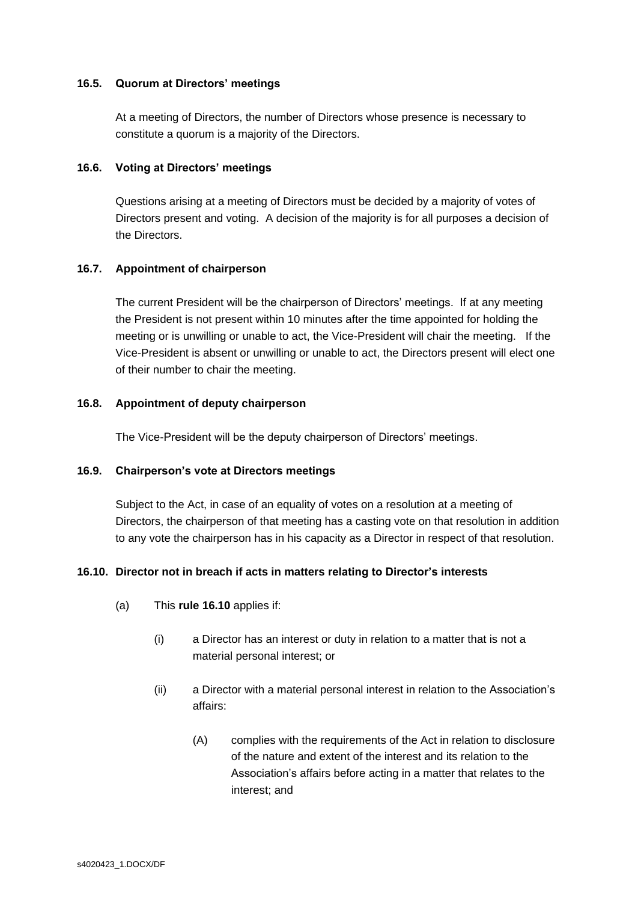### 16.5. Quorum at Directors' meetings

At a meeting of Directors, the number of Directors whose presence is necessary to constitute a quorum is a majority of the Directors.

### 16.6. Voting at Directors' meetings

Questions arising at a meeting of Directors must be decided by a majority of votes of Directors present and voting. A decision of the majority is for all purposes a decision of the Directors.

### 16.7. Appointment of chairperson

The current President will be the chairperson of Directors' meetings. If at any meeting the President is not present within 10 minutes after the time appointed for holding the meeting or is unwilling or unable to act, the Vice-President will chair the meeting. If the Vice-President is absent or unwilling or unable to act, the Directors present will elect one of their number to chair the meeting.

### 16.8. Appointment of deputy chairperson

The Vice-President will be the deputy chairperson of Directors' meetings.

### 16.9. Chairperson's vote at Directors meetings

Subject to the Act, in case of an equality of votes on a resolution at a meeting of Directors, the chairperson of that meeting has a casting vote on that resolution in addition to any vote the chairperson has in his capacity as a Director in respect of that resolution.

### 16.10. Director not in breach if acts in matters relating to Director's interests

(a) This **rule 16.10** applies if:

(i) a Director has an interest or duty in relation to a matter that is not a material personal interest; or

(ii) a Director with a material personal interest in relation to the Association's affairs:

(A) complies with the requirements of the Act in relation to disclosure of the nature and extent of the interest and its relation to the Association's affairs before acting in a matter that relates to the interest; and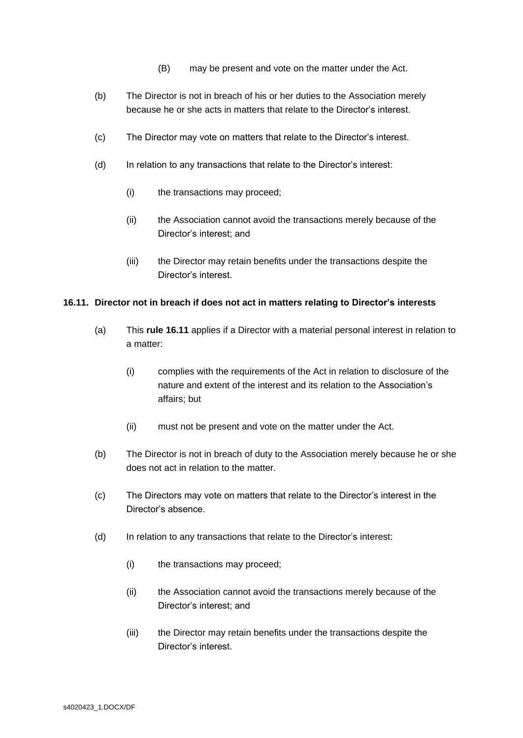(B) may be present and vote on the matter under the Act.

(b) The Director is not in breach of his or her duties to the Association merely because he or she acts in matters that relate to the Director's interest.

(c) The Director may vote on matters that relate to the Director's interest.

(d) In relation to any transactions that relate to the Director's interest:

(i) the transactions may proceed;

(ii) the Association cannot avoid the transactions merely because of the Director's interest; and

(iii) the Director may retain benefits under the transactions despite the Director's interest.

### 16.11. Director not in breach if does not act in matters relating to Director's interests

(a) This **rule 16.11** applies if a Director with a material personal interest in relation to a matter:

(i) complies with the requirements of the Act in relation to disclosure of the nature and extent of the interest and its relation to the Association's affairs; but

(ii) must not be present and vote on the matter under the Act.

(b) The Director is not in breach of duty to the Association merely because he or she does not act in relation to the matter.

(c) The Directors may vote on matters that relate to the Director's interest in the Director's absence.

(d) In relation to any transactions that relate to the Director's interest:

(i) the transactions may proceed;

(ii) the Association cannot avoid the transactions merely because of the Director's interest; and

(iii) the Director may retain benefits under the transactions despite the Director's interest.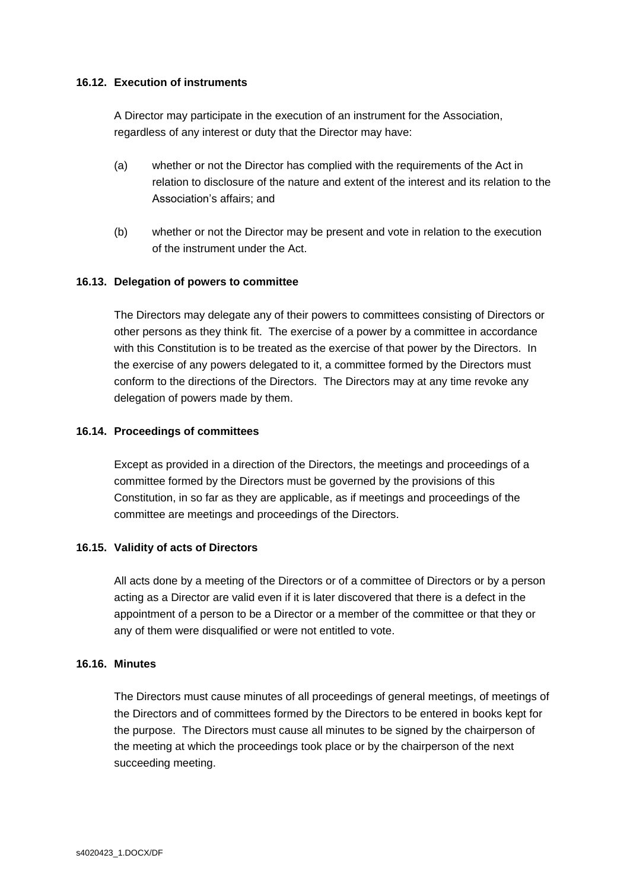### 16.12. Execution of instruments

A Director may participate in the execution of an instrument for the Association, regardless of any interest or duty that the Director may have:

(a) whether or not the Director has complied with the requirements of the Act in relation to disclosure of the nature and extent of the interest and its relation to the Association's affairs; and

(b) whether or not the Director may be present and vote in relation to the execution of the instrument under the Act.

### 16.13. Delegation of powers to committee

The Directors may delegate any of their powers to committees consisting of Directors or other persons as they think fit. The exercise of a power by a committee in accordance with this Constitution is to be treated as the exercise of that power by the Directors. In the exercise of any powers delegated to it, a committee formed by the Directors must conform to the directions of the Directors. The Directors may at any time revoke any delegation of powers made by them.

### 16.14. Proceedings of committees

Except as provided in a direction of the Directors, the meetings and proceedings of a committee formed by the Directors must be governed by the provisions of this Constitution, in so far as they are applicable, as if meetings and proceedings of the committee are meetings and proceedings of the Directors.

### 16.15. Validity of acts of Directors

All acts done by a meeting of the Directors or of a committee of Directors or by a person acting as a Director are valid even if it is later discovered that there is a defect in the appointment of a person to be a Director or a member of the committee or that they or any of them were disqualified or were not entitled to vote.

### 16.16. Minutes

The Directors must cause minutes of all proceedings of general meetings, of meetings of the Directors and of committees formed by the Directors to be entered in books kept for the purpose. The Directors must cause all minutes to be signed by the chairperson of the meeting at which the proceedings took place or by the chairperson of the next succeeding meeting.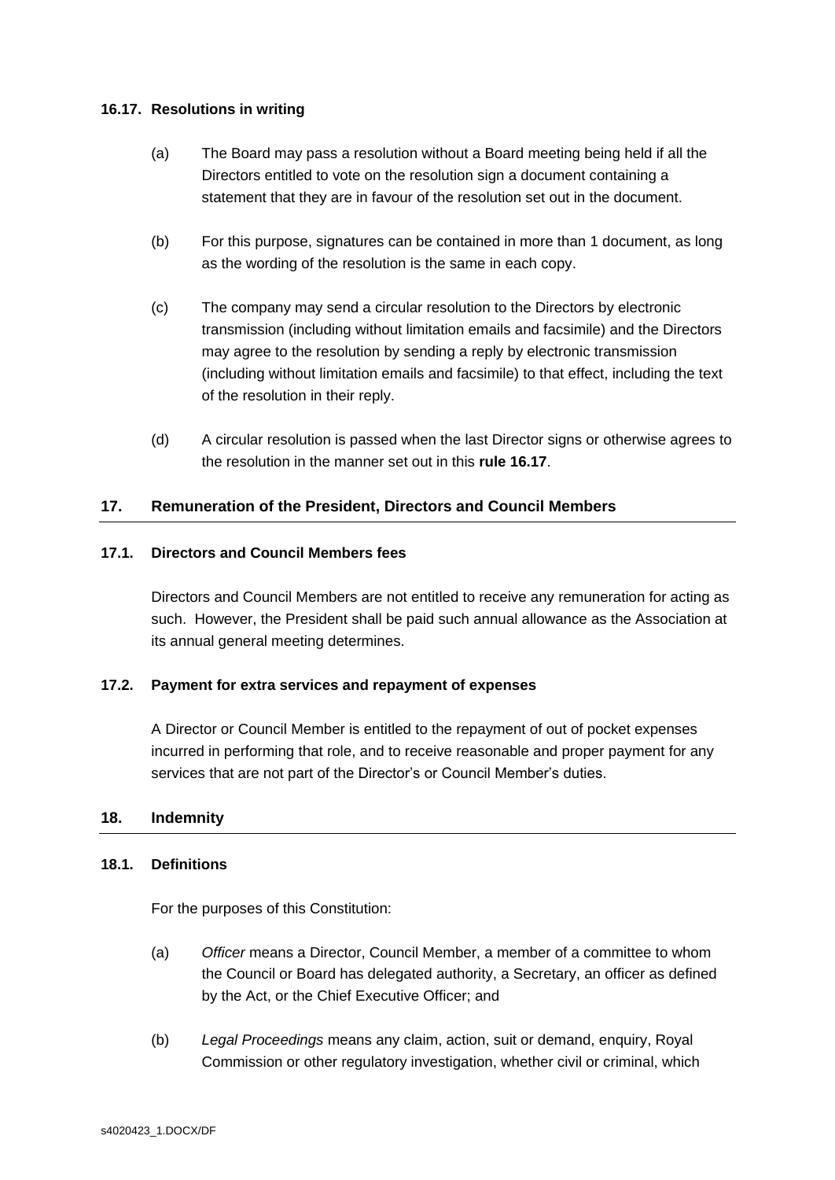### 16.17. Resolutions in writing

(a) The Board may pass a resolution without a Board meeting being held if all the Directors entitled to vote on the resolution sign a document containing a statement that they are in favour of the resolution set out in the document.

(b) For this purpose, signatures can be contained in more than 1 document, as long as the wording of the resolution is the same in each copy.

(c) The company may send a circular resolution to the Directors by electronic transmission (including without limitation emails and facsimile) and the Directors may agree to the resolution by sending a reply by electronic transmission (including without limitation emails and facsimile) to that effect, including the text of the resolution in their reply.

(d) A circular resolution is passed when the last Director signs or otherwise agrees to the resolution in the manner set out in this **rule 16.17**.

## 17. Remuneration of the President, Directors and Council Members

### 17.1. Directors and Council Members fees

Directors and Council Members are not entitled to receive any remuneration for acting as such. However, the President shall be paid such annual allowance as the Association at its annual general meeting determines.

### 17.2. Payment for extra services and repayment of expenses

A Director or Council Member is entitled to the repayment of out of pocket expenses incurred in performing that role, and to receive reasonable and proper payment for any services that are not part of the Director's or Council Member's duties.

## 18. Indemnity

### 18.1. Definitions

For the purposes of this Constitution:

(a) *Officer* means a Director, Council Member, a member of a committee to whom the Council or Board has delegated authority, a Secretary, an officer as defined by the Act, or the Chief Executive Officer; and

(b) *Legal Proceedings* means any claim, action, suit or demand, enquiry, Royal Commission or other regulatory investigation, whether civil or criminal, which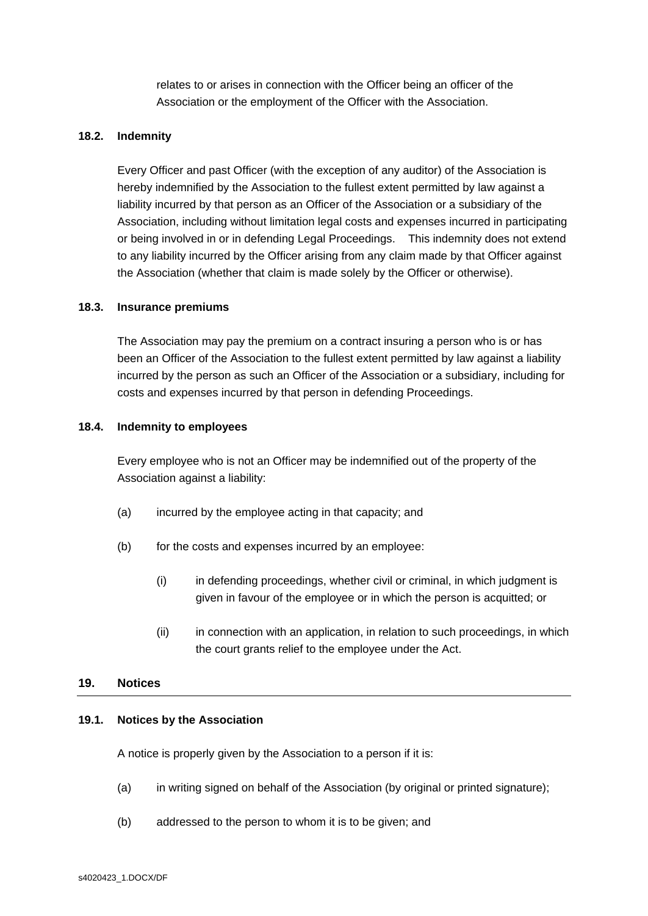relates to or arises in connection with the Officer being an officer of the Association or the employment of the Officer with the Association.

**18.2. Indemnity**

Every Officer and past Officer (with the exception of any auditor) of the Association is hereby indemnified by the Association to the fullest extent permitted by law against a liability incurred by that person as an Officer of the Association or a subsidiary of the Association, including without limitation legal costs and expenses incurred in participating or being involved in or in defending Legal Proceedings. This indemnity does not extend to any liability incurred by the Officer arising from any claim made by that Officer against the Association (whether that claim is made solely by the Officer or otherwise).

**18.3. Insurance premiums**

The Association may pay the premium on a contract insuring a person who is or has been an Officer of the Association to the fullest extent permitted by law against a liability incurred by the person as such an Officer of the Association or a subsidiary, including for costs and expenses incurred by that person in defending Proceedings.

**18.4. Indemnity to employees**

Every employee who is not an Officer may be indemnified out of the property of the Association against a liability:

(a) incurred by the employee acting in that capacity; and

(b) for the costs and expenses incurred by an employee:

(i) in defending proceedings, whether civil or criminal, in which judgment is given in favour of the employee or in which the person is acquitted; or

(ii) in connection with an application, in relation to such proceedings, in which the court grants relief to the employee under the Act.

## 19. Notices

**19.1. Notices by the Association**

A notice is properly given by the Association to a person if it is:

(a) in writing signed on behalf of the Association (by original or printed signature);

(b) addressed to the person to whom it is to be given; and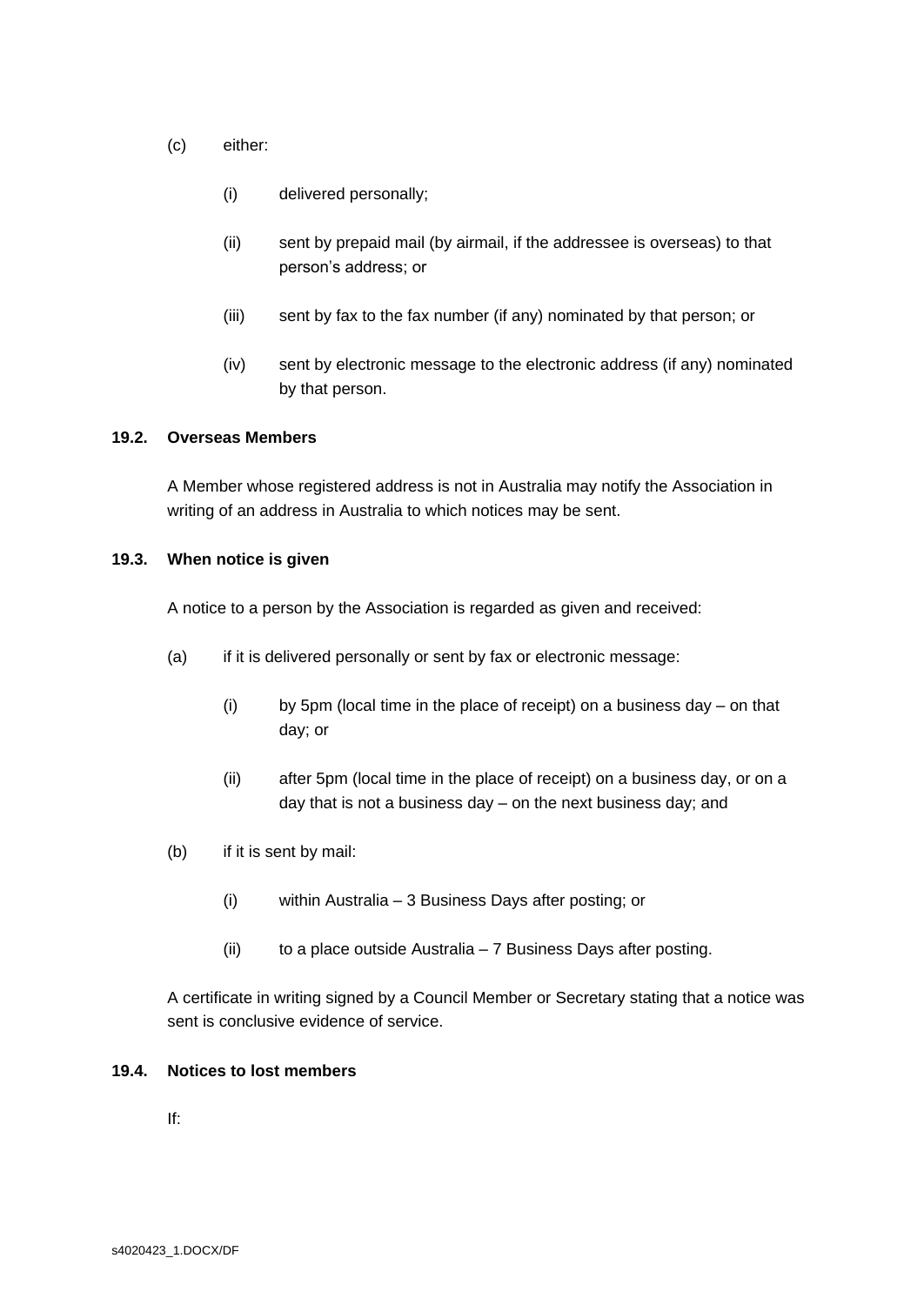(c) either:

   (i) delivered personally;

   (ii) sent by prepaid mail (by airmail, if the addressee is overseas) to that person's address; or

   (iii) sent by fax to the fax number (if any) nominated by that person; or

   (iv) sent by electronic message to the electronic address (if any) nominated by that person.

### 19.2. Overseas Members

A Member whose registered address is not in Australia may notify the Association in writing of an address in Australia to which notices may be sent.

### 19.3. When notice is given

A notice to a person by the Association is regarded as given and received:

(a) if it is delivered personally or sent by fax or electronic message:

   (i) by 5pm (local time in the place of receipt) on a business day – on that day; or

   (ii) after 5pm (local time in the place of receipt) on a business day, or on a day that is not a business day – on the next business day; and

(b) if it is sent by mail:

   (i) within Australia – 3 Business Days after posting; or

   (ii) to a place outside Australia – 7 Business Days after posting.

A certificate in writing signed by a Council Member or Secretary stating that a notice was sent is conclusive evidence of service.

### 19.4. Notices to lost members

If: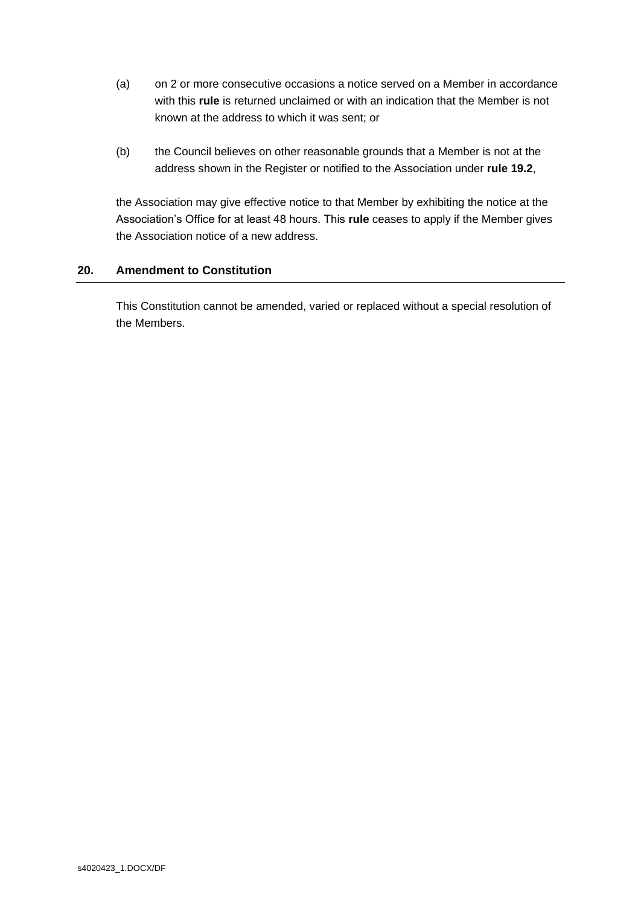(a) on 2 or more consecutive occasions a notice served on a Member in accordance with this **rule** is returned unclaimed or with an indication that the Member is not known at the address to which it was sent; or

(b) the Council believes on other reasonable grounds that a Member is not at the address shown in the Register or notified to the Association under **rule 19.2**,

the Association may give effective notice to that Member by exhibiting the notice at the Association's Office for at least 48 hours. This **rule** ceases to apply if the Member gives the Association notice of a new address.

## 20. Amendment to Constitution

This Constitution cannot be amended, varied or replaced without a special resolution of the Members.